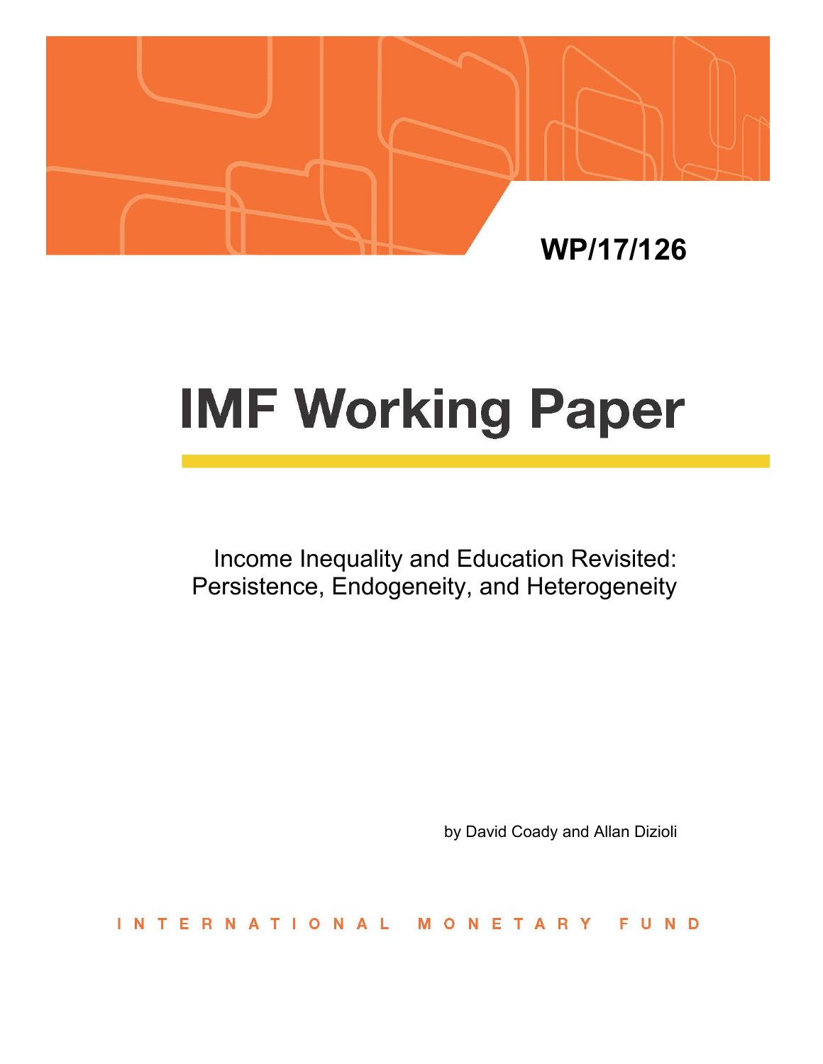WP/17/126

# IMF Working Paper

Income Inequality and Education Revisited: Persistence, Endogeneity, and Heterogeneity

by David Coady and Allan Dizioli

INTERNATIONAL MONETARY FUND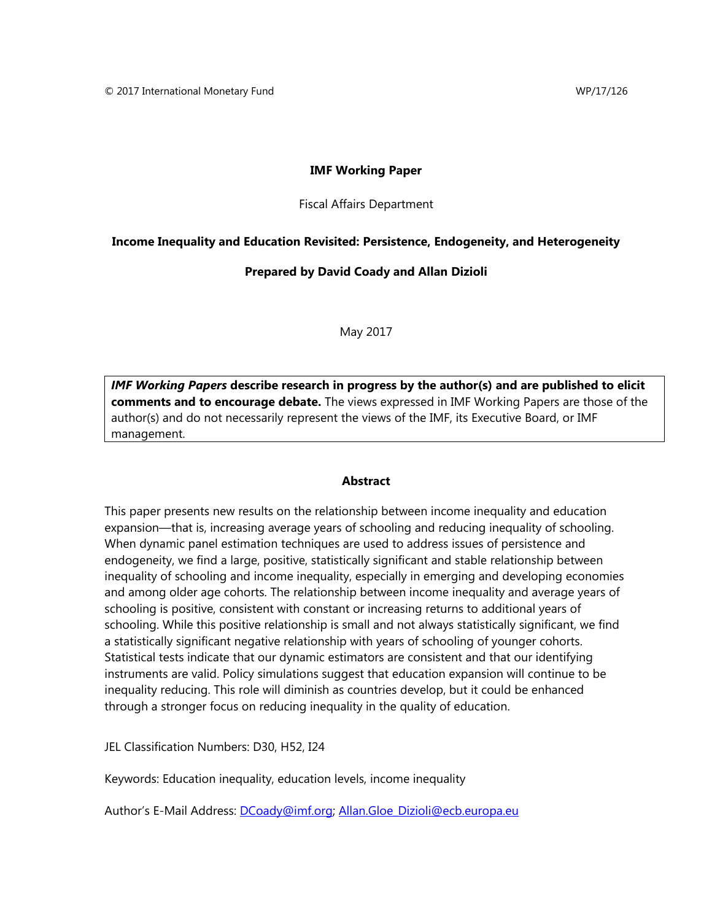© 2017 International Monetary Fund WP/17/126

**IMF Working Paper**

Fiscal Affairs Department

**Income Inequality and Education Revisited: Persistence, Endogeneity, and Heterogeneity**

**Prepared by David Coady and Allan Dizioli**

May 2017

***IMF Working Papers*** **describe research in progress by the author(s) and are published to elicit comments and to encourage debate.** The views expressed in IMF Working Papers are those of the author(s) and do not necessarily represent the views of the IMF, its Executive Board, or IMF management.

**Abstract**

This paper presents new results on the relationship between income inequality and education expansion—that is, increasing average years of schooling and reducing inequality of schooling. When dynamic panel estimation techniques are used to address issues of persistence and endogeneity, we find a large, positive, statistically significant and stable relationship between inequality of schooling and income inequality, especially in emerging and developing economies and among older age cohorts. The relationship between income inequality and average years of schooling is positive, consistent with constant or increasing returns to additional years of schooling. While this positive relationship is small and not always statistically significant, we find a statistically significant negative relationship with years of schooling of younger cohorts. Statistical tests indicate that our dynamic estimators are consistent and that our identifying instruments are valid. Policy simulations suggest that education expansion will continue to be inequality reducing. This role will diminish as countries develop, but it could be enhanced through a stronger focus on reducing inequality in the quality of education.

JEL Classification Numbers: D30, H52, I24

Keywords: Education inequality, education levels, income inequality

Author's E-Mail Address: DCoady@imf.org; Allan.Gloe_Dizioli@ecb.europa.eu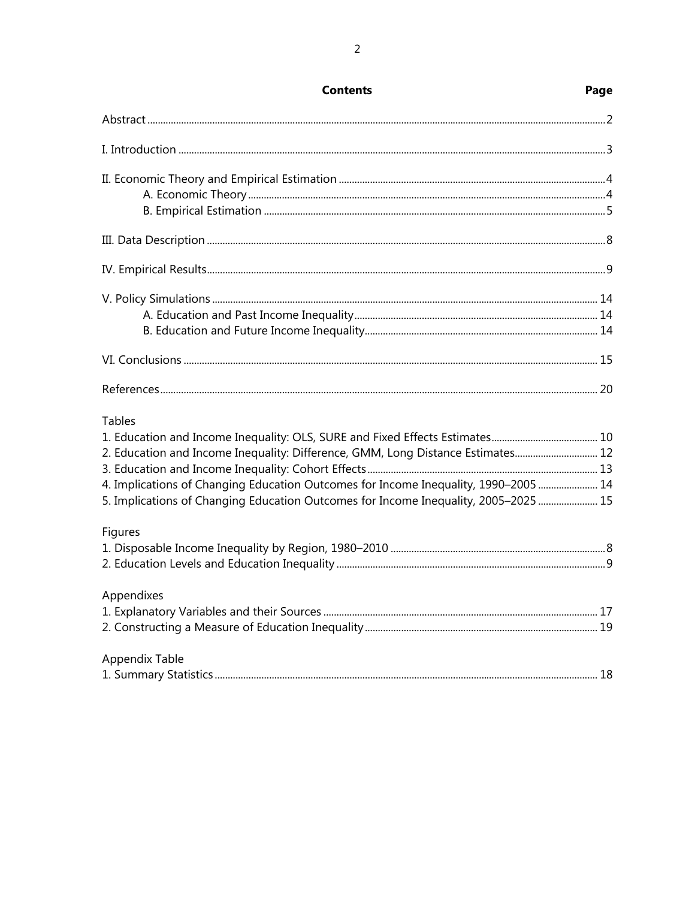## Contents

| | Page |
|---|---|
| Abstract | 2 |
| I. Introduction | 3 |
| II. Economic Theory and Empirical Estimation | 4 |
|     A. Economic Theory | 4 |
|     B. Empirical Estimation | 5 |
| III. Data Description | 8 |
| IV. Empirical Results | 9 |
| V. Policy Simulations | 14 |
|     A. Education and Past Income Inequality | 14 |
|     B. Education and Future Income Inequality | 14 |
| VI. Conclusions | 15 |
| References | 20 |

Tables

| | |
|---|---|
| 1. Education and Income Inequality: OLS, SURE and Fixed Effects Estimates | 10 |
| 2. Education and Income Inequality: Difference, GMM, Long Distance Estimates | 12 |
| 3. Education and Income Inequality: Cohort Effects | 13 |
| 4. Implications of Changing Education Outcomes for Income Inequality, 1990–2005 | 14 |
| 5. Implications of Changing Education Outcomes for Income Inequality, 2005–2025 | 15 |

Figures

| | |
|---|---|
| 1. Disposable Income Inequality by Region, 1980–2010 | 8 |
| 2. Education Levels and Education Inequality | 9 |

Appendixes

| | |
|---|---|
| 1. Explanatory Variables and their Sources | 17 |
| 2. Constructing a Measure of Education Inequality | 19 |

Appendix Table

| | |
|---|---|
| 1. Summary Statistics | 18 |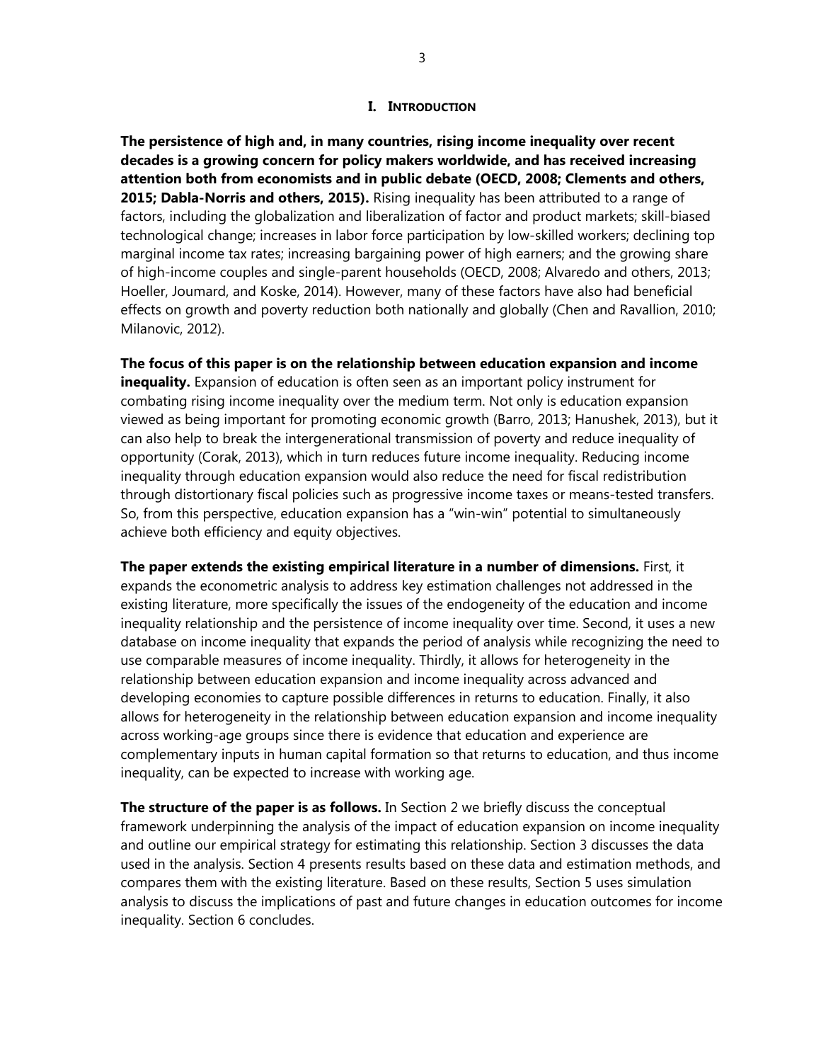# I. INTRODUCTION

**The persistence of high and, in many countries, rising income inequality over recent decades is a growing concern for policy makers worldwide, and has received increasing attention both from economists and in public debate (OECD, 2008; Clements and others, 2015; Dabla-Norris and others, 2015).** Rising inequality has been attributed to a range of factors, including the globalization and liberalization of factor and product markets; skill-biased technological change; increases in labor force participation by low-skilled workers; declining top marginal income tax rates; increasing bargaining power of high earners; and the growing share of high-income couples and single-parent households (OECD, 2008; Alvaredo and others, 2013; Hoeller, Joumard, and Koske, 2014). However, many of these factors have also had beneficial effects on growth and poverty reduction both nationally and globally (Chen and Ravallion, 2010; Milanovic, 2012).

**The focus of this paper is on the relationship between education expansion and income inequality.** Expansion of education is often seen as an important policy instrument for combating rising income inequality over the medium term. Not only is education expansion viewed as being important for promoting economic growth (Barro, 2013; Hanushek, 2013), but it can also help to break the intergenerational transmission of poverty and reduce inequality of opportunity (Corak, 2013), which in turn reduces future income inequality. Reducing income inequality through education expansion would also reduce the need for fiscal redistribution through distortionary fiscal policies such as progressive income taxes or means-tested transfers. So, from this perspective, education expansion has a "win-win" potential to simultaneously achieve both efficiency and equity objectives.

**The paper extends the existing empirical literature in a number of dimensions.** First, it expands the econometric analysis to address key estimation challenges not addressed in the existing literature, more specifically the issues of the endogeneity of the education and income inequality relationship and the persistence of income inequality over time. Second, it uses a new database on income inequality that expands the period of analysis while recognizing the need to use comparable measures of income inequality. Thirdly, it allows for heterogeneity in the relationship between education expansion and income inequality across advanced and developing economies to capture possible differences in returns to education. Finally, it also allows for heterogeneity in the relationship between education expansion and income inequality across working-age groups since there is evidence that education and experience are complementary inputs in human capital formation so that returns to education, and thus income inequality, can be expected to increase with working age.

**The structure of the paper is as follows.** In Section 2 we briefly discuss the conceptual framework underpinning the analysis of the impact of education expansion on income inequality and outline our empirical strategy for estimating this relationship. Section 3 discusses the data used in the analysis. Section 4 presents results based on these data and estimation methods, and compares them with the existing literature. Based on these results, Section 5 uses simulation analysis to discuss the implications of past and future changes in education outcomes for income inequality. Section 6 concludes.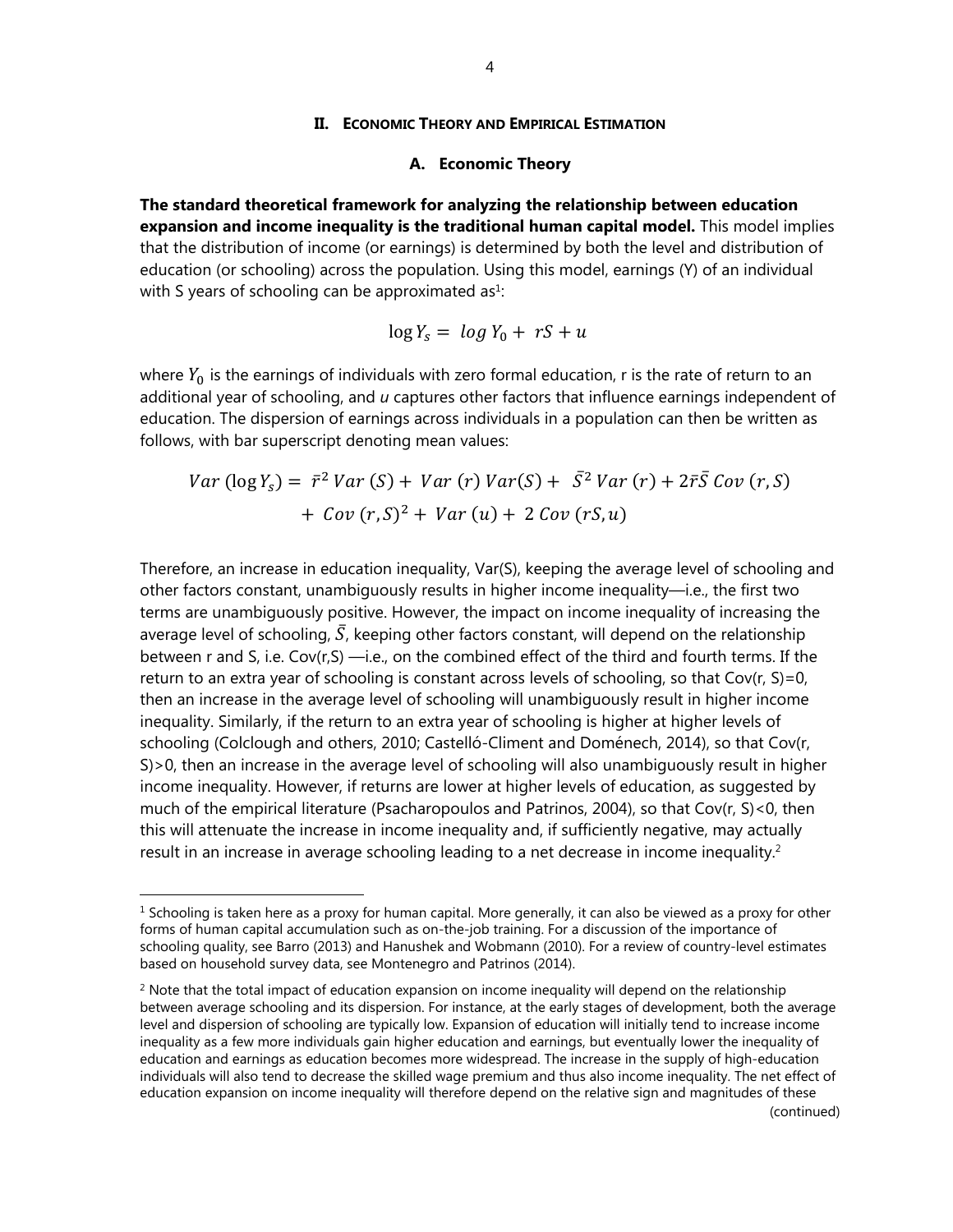## II. Economic Theory and Empirical Estimation

### A. Economic Theory

**The standard theoretical framework for analyzing the relationship between education expansion and income inequality is the traditional human capital model.** This model implies that the distribution of income (or earnings) is determined by both the level and distribution of education (or schooling) across the population. Using this model, earnings (Y) of an individual with S years of schooling can be approximated as[1]:

$$\log Y_s = \log Y_0 + rS + u$$

where $Y_0$ is the earnings of individuals with zero formal education, r is the rate of return to an additional year of schooling, and *u* captures other factors that influence earnings independent of education. The dispersion of earnings across individuals in a population can then be written as follows, with bar superscript denoting mean values:

$$Var(\log Y_s) = \bar{r}^2 Var(S) + Var(r) Var(S) + \bar{S}^2 Var(r) + 2\bar{r}\bar{S} Cov(r,S) + Cov(r,S)^2 + Var(u) + 2 Cov(rS, u)$$

Therefore, an increase in education inequality, Var(S), keeping the average level of schooling and other factors constant, unambiguously results in higher income inequality—i.e., the first two terms are unambiguously positive. However, the impact on income inequality of increasing the average level of schooling, $\bar{S}$, keeping other factors constant, will depend on the relationship between r and S, i.e. Cov(r,S) —i.e., on the combined effect of the third and fourth terms. If the return to an extra year of schooling is constant across levels of schooling, so that Cov(r, S)=0, then an increase in the average level of schooling will unambiguously result in higher income inequality. Similarly, if the return to an extra year of schooling is higher at higher levels of schooling (Colclough and others, 2010; Castelló-Climent and Doménech, 2014), so that Cov(r, S)>0, then an increase in the average level of schooling will also unambiguously result in higher income inequality. However, if returns are lower at higher levels of education, as suggested by much of the empirical literature (Psacharopoulos and Patrinos, 2004), so that Cov(r, S)<0, then this will attenuate the increase in income inequality and, if sufficiently negative, may actually result in an increase in average schooling leading to a net decrease in income inequality.[2]

---

[1] Schooling is taken here as a proxy for human capital. More generally, it can also be viewed as a proxy for other forms of human capital accumulation such as on-the-job training. For a discussion of the importance of schooling quality, see Barro (2013) and Hanushek and Wobmann (2010). For a review of country-level estimates based on household survey data, see Montenegro and Patrinos (2014).

[2] Note that the total impact of education expansion on income inequality will depend on the relationship between average schooling and its dispersion. For instance, at the early stages of development, both the average level and dispersion of schooling are typically low. Expansion of education will initially tend to increase income inequality as a few more individuals gain higher education and earnings, but eventually lower the inequality of education and earnings as education becomes more widespread. The increase in the supply of high-education individuals will also tend to decrease the skilled wage premium and thus also income inequality. The net effect of education expansion on income inequality will therefore depend on the relative sign and magnitudes of these

(continued)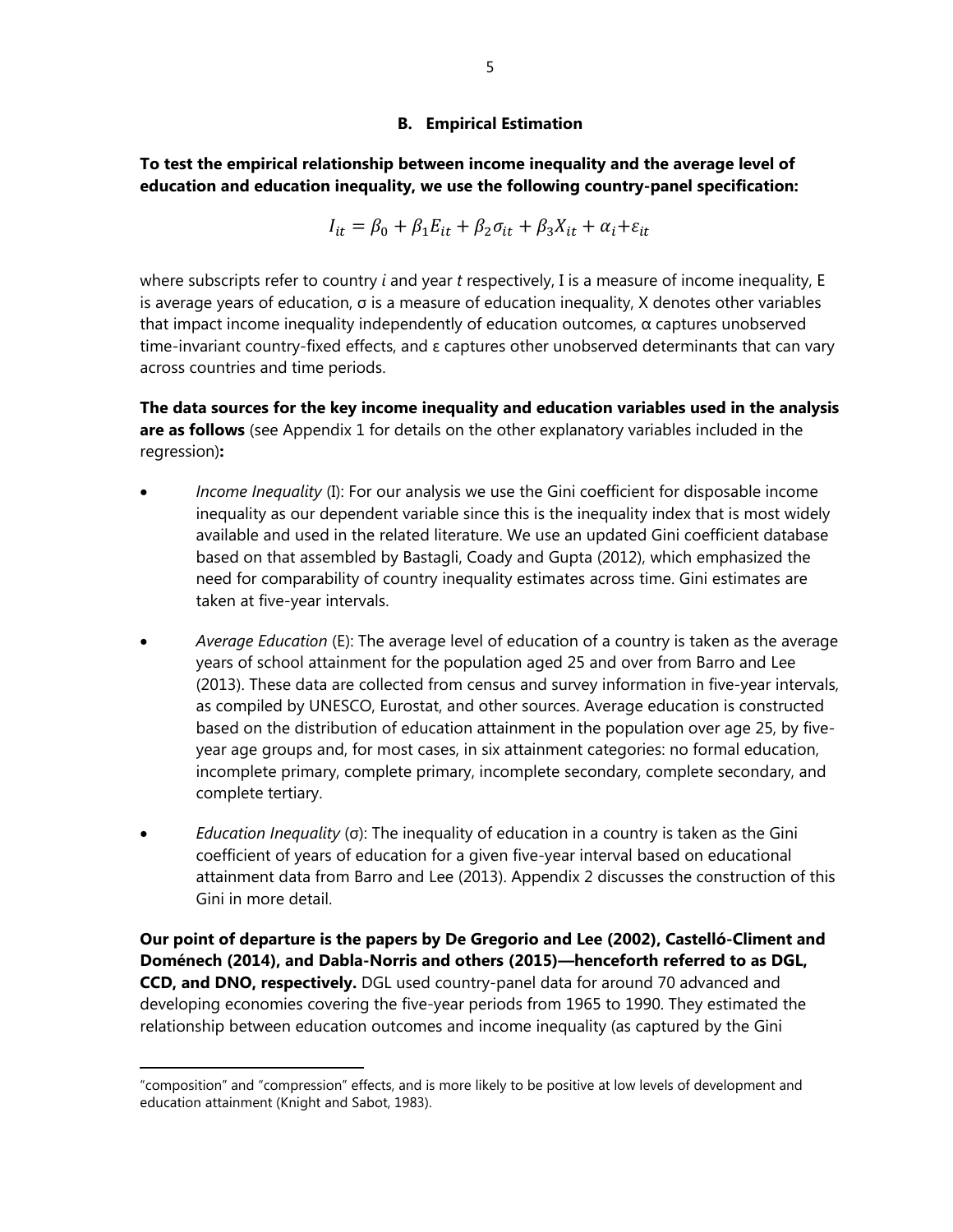### B. Empirical Estimation

**To test the empirical relationship between income inequality and the average level of education and education inequality, we use the following country-panel specification:**

$$I_{it} = \beta_0 + \beta_1 E_{it} + \beta_2 \sigma_{it} + \beta_3 X_{it} + \alpha_i + \varepsilon_{it}$$

where subscripts refer to country *i* and year *t* respectively, I is a measure of income inequality, E is average years of education, σ is a measure of education inequality, X denotes other variables that impact income inequality independently of education outcomes, α captures unobserved time-invariant country-fixed effects, and ε captures other unobserved determinants that can vary across countries and time periods.

**The data sources for the key income inequality and education variables used in the analysis are as follows** (see Appendix 1 for details on the other explanatory variables included in the regression)**:**

- *Income Inequality* (I): For our analysis we use the Gini coefficient for disposable income inequality as our dependent variable since this is the inequality index that is most widely available and used in the related literature. We use an updated Gini coefficient database based on that assembled by Bastagli, Coady and Gupta (2012), which emphasized the need for comparability of country inequality estimates across time. Gini estimates are taken at five-year intervals.

- *Average Education* (E): The average level of education of a country is taken as the average years of school attainment for the population aged 25 and over from Barro and Lee (2013). These data are collected from census and survey information in five-year intervals, as compiled by UNESCO, Eurostat, and other sources. Average education is constructed based on the distribution of education attainment in the population over age 25, by five-year age groups and, for most cases, in six attainment categories: no formal education, incomplete primary, complete primary, incomplete secondary, complete secondary, and complete tertiary.

- *Education Inequality* (σ): The inequality of education in a country is taken as the Gini coefficient of years of education for a given five-year interval based on educational attainment data from Barro and Lee (2013). Appendix 2 discusses the construction of this Gini in more detail.

**Our point of departure is the papers by De Gregorio and Lee (2002), Castelló-Climent and Doménech (2014), and Dabla-Norris and others (2015)—henceforth referred to as DGL, CCD, and DNO, respectively.** DGL used country-panel data for around 70 advanced and developing economies covering the five-year periods from 1965 to 1990. They estimated the relationship between education outcomes and income inequality (as captured by the Gini

---

"composition" and "compression" effects, and is more likely to be positive at low levels of development and education attainment (Knight and Sabot, 1983).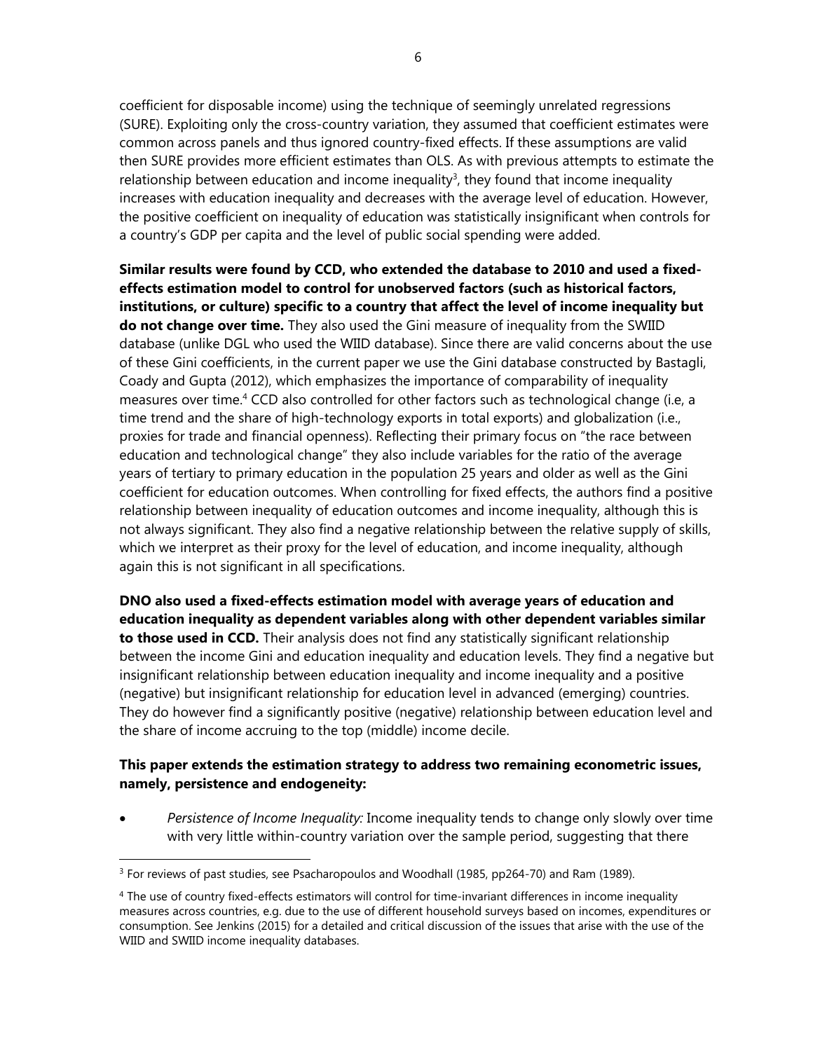coefficient for disposable income) using the technique of seemingly unrelated regressions (SURE). Exploiting only the cross-country variation, they assumed that coefficient estimates were common across panels and thus ignored country-fixed effects. If these assumptions are valid then SURE provides more efficient estimates than OLS. As with previous attempts to estimate the relationship between education and income inequality[3], they found that income inequality increases with education inequality and decreases with the average level of education. However, the positive coefficient on inequality of education was statistically insignificant when controls for a country's GDP per capita and the level of public social spending were added.

**Similar results were found by CCD, who extended the database to 2010 and used a fixed-effects estimation model to control for unobserved factors (such as historical factors, institutions, or culture) specific to a country that affect the level of income inequality but do not change over time.** They also used the Gini measure of inequality from the SWIID database (unlike DGL who used the WIID database). Since there are valid concerns about the use of these Gini coefficients, in the current paper we use the Gini database constructed by Bastagli, Coady and Gupta (2012), which emphasizes the importance of comparability of inequality measures over time.[4] CCD also controlled for other factors such as technological change (i.e, a time trend and the share of high-technology exports in total exports) and globalization (i.e., proxies for trade and financial openness). Reflecting their primary focus on "the race between education and technological change" they also include variables for the ratio of the average years of tertiary to primary education in the population 25 years and older as well as the Gini coefficient for education outcomes. When controlling for fixed effects, the authors find a positive relationship between inequality of education outcomes and income inequality, although this is not always significant. They also find a negative relationship between the relative supply of skills, which we interpret as their proxy for the level of education, and income inequality, although again this is not significant in all specifications.

**DNO also used a fixed-effects estimation model with average years of education and education inequality as dependent variables along with other dependent variables similar to those used in CCD.** Their analysis does not find any statistically significant relationship between the income Gini and education inequality and education levels. They find a negative but insignificant relationship between education inequality and income inequality and a positive (negative) but insignificant relationship for education level in advanced (emerging) countries. They do however find a significantly positive (negative) relationship between education level and the share of income accruing to the top (middle) income decile.

**This paper extends the estimation strategy to address two remaining econometric issues, namely, persistence and endogeneity:**

- *Persistence of Income Inequality:* Income inequality tends to change only slowly over time with very little within-country variation over the sample period, suggesting that there

---

[3] For reviews of past studies, see Psacharopoulos and Woodhall (1985, pp264-70) and Ram (1989).

[4] The use of country fixed-effects estimators will control for time-invariant differences in income inequality measures across countries, e.g. due to the use of different household surveys based on incomes, expenditures or consumption. See Jenkins (2015) for a detailed and critical discussion of the issues that arise with the use of the WIID and SWIID income inequality databases.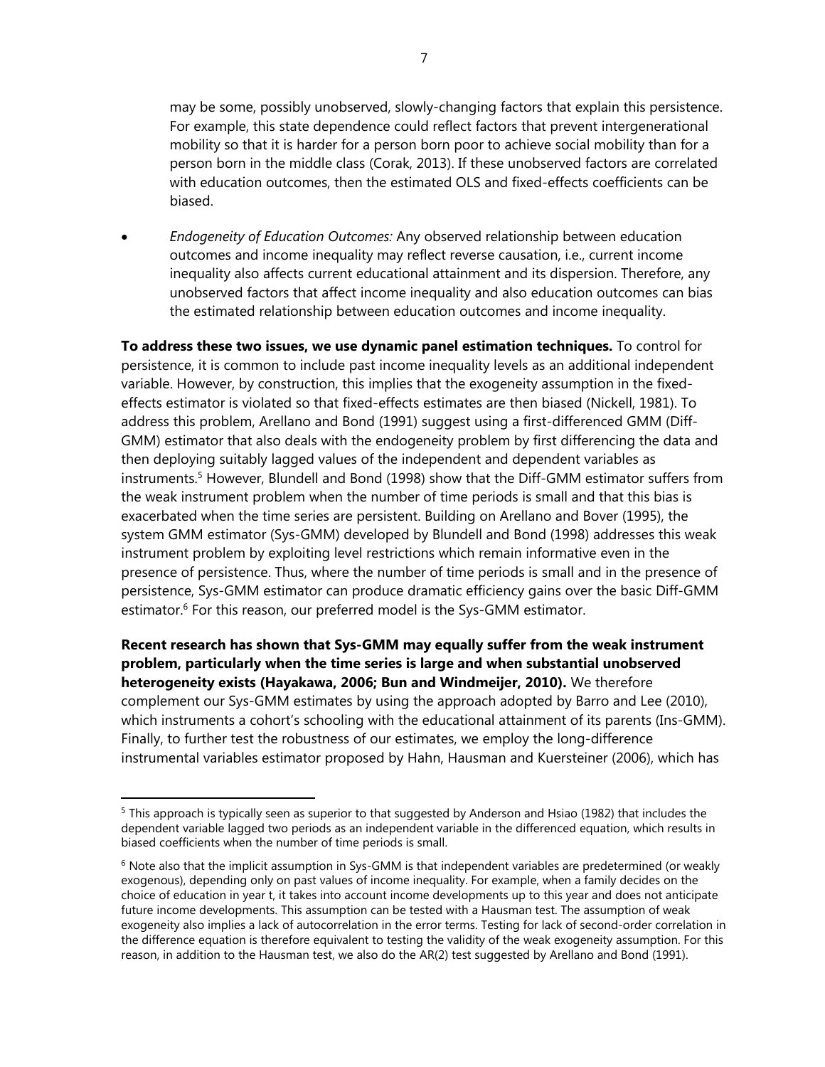may be some, possibly unobserved, slowly-changing factors that explain this persistence. For example, this state dependence could reflect factors that prevent intergenerational mobility so that it is harder for a person born poor to achieve social mobility than for a person born in the middle class (Corak, 2013). If these unobserved factors are correlated with education outcomes, then the estimated OLS and fixed-effects coefficients can be biased.

- *Endogeneity of Education Outcomes:* Any observed relationship between education outcomes and income inequality may reflect reverse causation, i.e., current income inequality also affects current educational attainment and its dispersion. Therefore, any unobserved factors that affect income inequality and also education outcomes can bias the estimated relationship between education outcomes and income inequality.

**To address these two issues, we use dynamic panel estimation techniques.** To control for persistence, it is common to include past income inequality levels as an additional independent variable. However, by construction, this implies that the exogeneity assumption in the fixed-effects estimator is violated so that fixed-effects estimates are then biased (Nickell, 1981). To address this problem, Arellano and Bond (1991) suggest using a first-differenced GMM (Diff-GMM) estimator that also deals with the endogeneity problem by first differencing the data and then deploying suitably lagged values of the independent and dependent variables as instruments.[5] However, Blundell and Bond (1998) show that the Diff-GMM estimator suffers from the weak instrument problem when the number of time periods is small and that this bias is exacerbated when the time series are persistent. Building on Arellano and Bover (1995), the system GMM estimator (Sys-GMM) developed by Blundell and Bond (1998) addresses this weak instrument problem by exploiting level restrictions which remain informative even in the presence of persistence. Thus, where the number of time periods is small and in the presence of persistence, Sys-GMM estimator can produce dramatic efficiency gains over the basic Diff-GMM estimator.[6] For this reason, our preferred model is the Sys-GMM estimator.

**Recent research has shown that Sys-GMM may equally suffer from the weak instrument problem, particularly when the time series is large and when substantial unobserved heterogeneity exists (Hayakawa, 2006; Bun and Windmeijer, 2010).** We therefore complement our Sys-GMM estimates by using the approach adopted by Barro and Lee (2010), which instruments a cohort's schooling with the educational attainment of its parents (Ins-GMM). Finally, to further test the robustness of our estimates, we employ the long-difference instrumental variables estimator proposed by Hahn, Hausman and Kuersteiner (2006), which has

[5] This approach is typically seen as superior to that suggested by Anderson and Hsiao (1982) that includes the dependent variable lagged two periods as an independent variable in the differenced equation, which results in biased coefficients when the number of time periods is small.

[6] Note also that the implicit assumption in Sys-GMM is that independent variables are predetermined (or weakly exogenous), depending only on past values of income inequality. For example, when a family decides on the choice of education in year t, it takes into account income developments up to this year and does not anticipate future income developments. This assumption can be tested with a Hausman test. The assumption of weak exogeneity also implies a lack of autocorrelation in the error terms. Testing for lack of second-order correlation in the difference equation is therefore equivalent to testing the validity of the weak exogeneity assumption. For this reason, in addition to the Hausman test, we also do the AR(2) test suggested by Arellano and Bond (1991).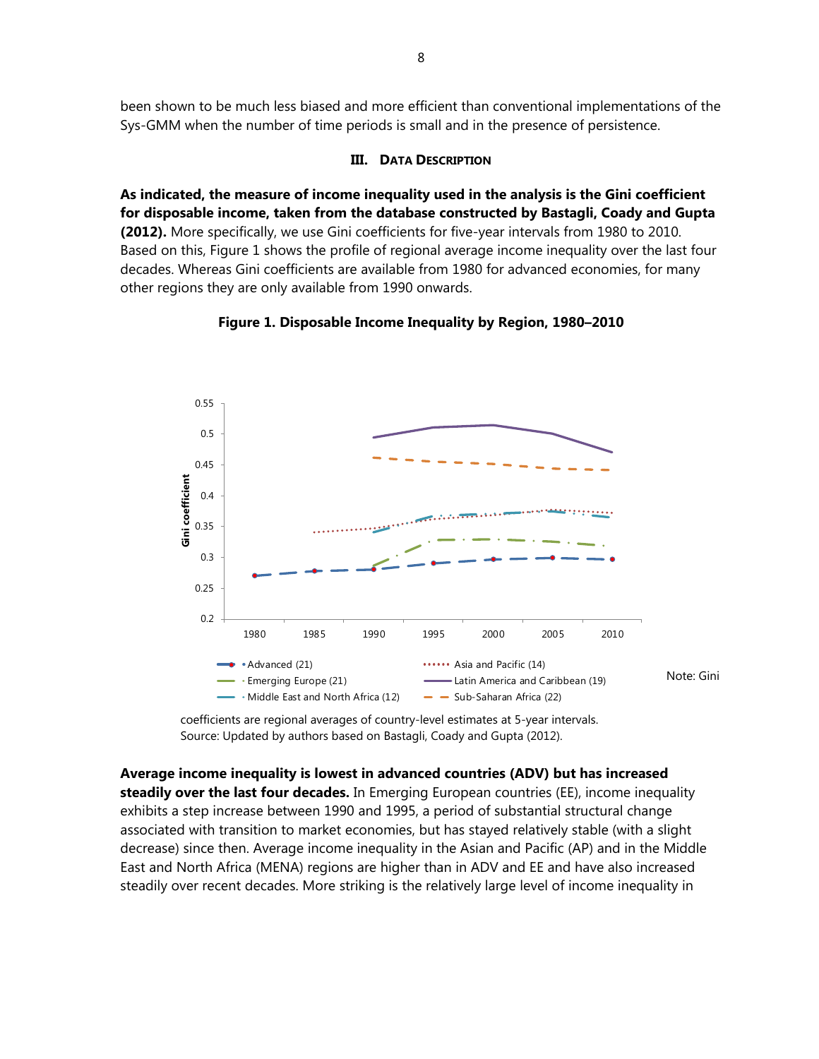been shown to be much less biased and more efficient than conventional implementations of the Sys-GMM when the number of time periods is small and in the presence of persistence.

## III. Data Description

**As indicated, the measure of income inequality used in the analysis is the Gini coefficient for disposable income, taken from the database constructed by Bastagli, Coady and Gupta (2012).** More specifically, we use Gini coefficients for five-year intervals from 1980 to 2010. Based on this, Figure 1 shows the profile of regional average income inequality over the last four decades. Whereas Gini coefficients are available from 1980 for advanced economies, for many other regions they are only available from 1990 onwards.

**Figure 1. Disposable Income Inequality by Region, 1980–2010**

Note: Gini coefficients are regional averages of country-level estimates at 5-year intervals.
Source: Updated by authors based on Bastagli, Coady and Gupta (2012).

**Average income inequality is lowest in advanced countries (ADV) but has increased steadily over the last four decades.** In Emerging European countries (EE), income inequality exhibits a step increase between 1990 and 1995, a period of substantial structural change associated with transition to market economies, but has stayed relatively stable (with a slight decrease) since then. Average income inequality in the Asian and Pacific (AP) and in the Middle East and North Africa (MENA) regions are higher than in ADV and EE and have also increased steadily over recent decades. More striking is the relatively large level of income inequality in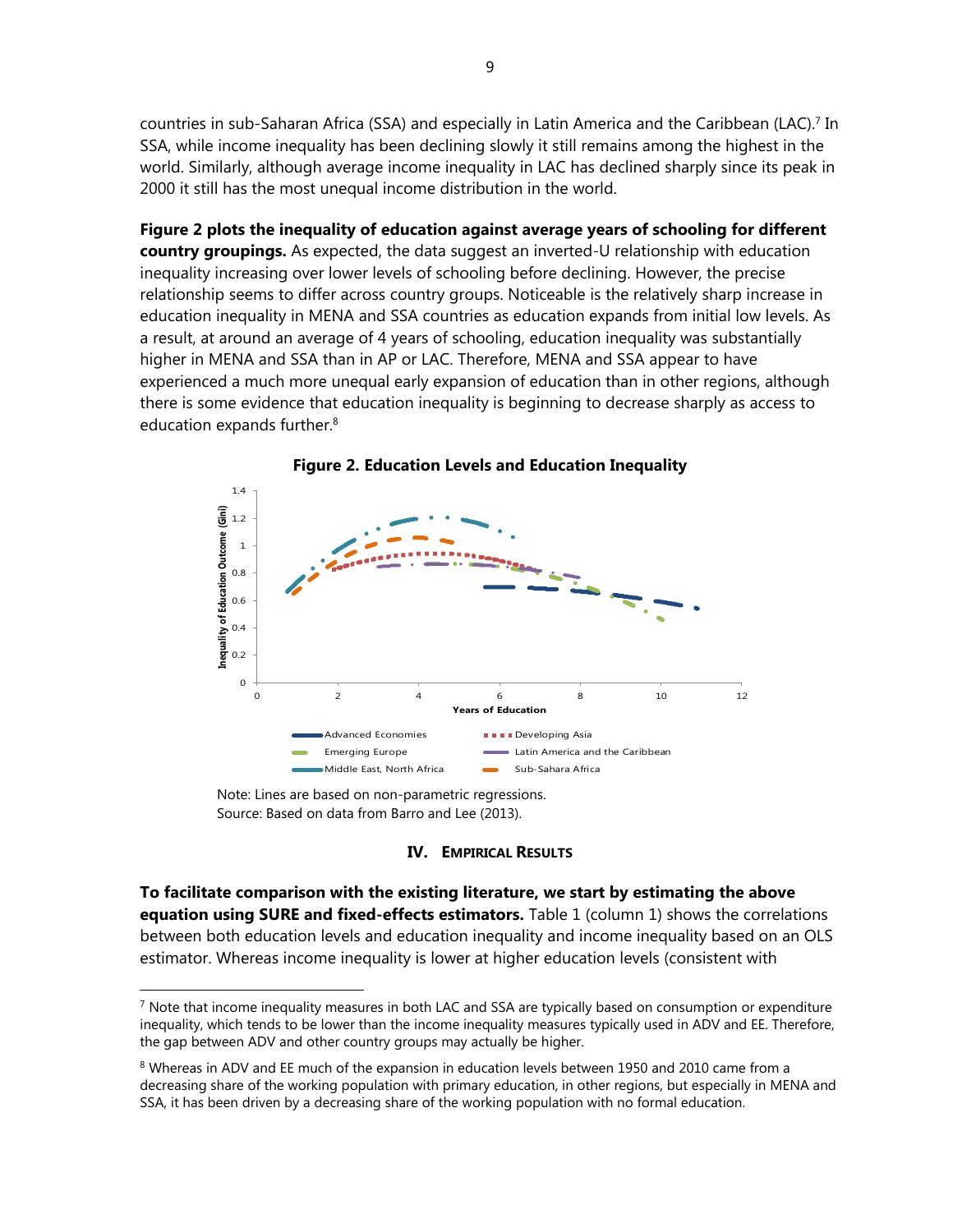countries in sub-Saharan Africa (SSA) and especially in Latin America and the Caribbean (LAC).[7] In SSA, while income inequality has been declining slowly it still remains among the highest in the world. Similarly, although average income inequality in LAC has declined sharply since its peak in 2000 it still has the most unequal income distribution in the world.

**Figure 2 plots the inequality of education against average years of schooling for different country groupings.** As expected, the data suggest an inverted-U relationship with education inequality increasing over lower levels of schooling before declining. However, the precise relationship seems to differ across country groups. Noticeable is the relatively sharp increase in education inequality in MENA and SSA countries as education expands from initial low levels. As a result, at around an average of 4 years of schooling, education inequality was substantially higher in MENA and SSA than in AP or LAC. Therefore, MENA and SSA appear to have experienced a much more unequal early expansion of education than in other regions, although there is some evidence that education inequality is beginning to decrease sharply as access to education expands further.[8]

**Figure 2. Education Levels and Education Inequality**

Note: Lines are based on non-parametric regressions.
Source: Based on data from Barro and Lee (2013).

## IV. Empirical Results

**To facilitate comparison with the existing literature, we start by estimating the above equation using SURE and fixed-effects estimators.** Table 1 (column 1) shows the correlations between both education levels and education inequality and income inequality based on an OLS estimator. Whereas income inequality is lower at higher education levels (consistent with

---

[7] Note that income inequality measures in both LAC and SSA are typically based on consumption or expenditure inequality, which tends to be lower than the income inequality measures typically used in ADV and EE. Therefore, the gap between ADV and other country groups may actually be higher.

[8] Whereas in ADV and EE much of the expansion in education levels between 1950 and 2010 came from a decreasing share of the working population with primary education, in other regions, but especially in MENA and SSA, it has been driven by a decreasing share of the working population with no formal education.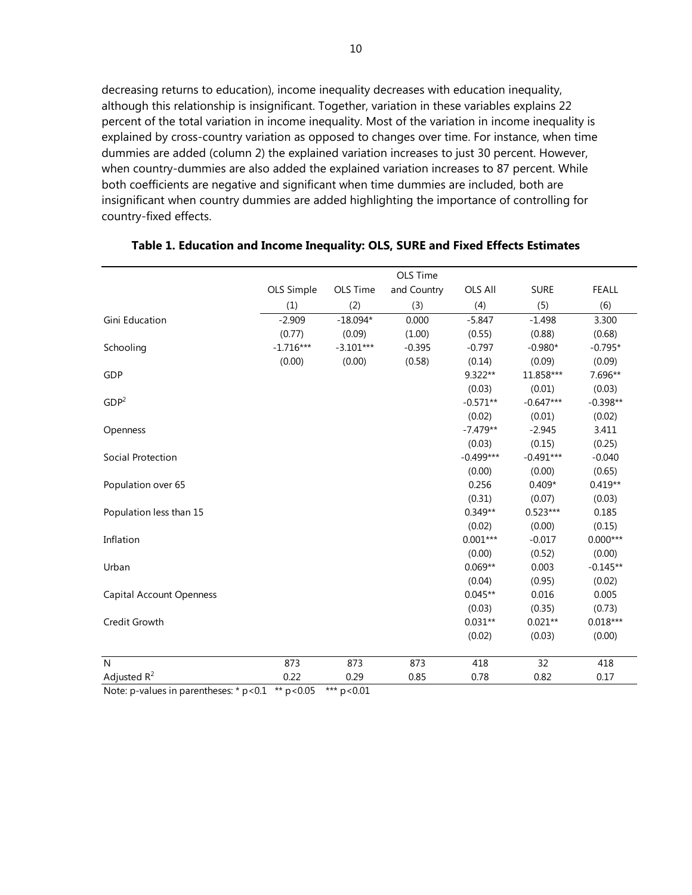decreasing returns to education), income inequality decreases with education inequality, although this relationship is insignificant. Together, variation in these variables explains 22 percent of the total variation in income inequality. Most of the variation in income inequality is explained by cross-country variation as opposed to changes over time. For instance, when time dummies are added (column 2) the explained variation increases to just 30 percent. However, when country-dummies are also added the explained variation increases to 87 percent. While both coefficients are negative and significant when time dummies are included, both are insignificant when country dummies are added highlighting the importance of controlling for country-fixed effects.

**Table 1. Education and Income Inequality: OLS, SURE and Fixed Effects Estimates**

| | OLS Simple | OLS Time | OLS Time and Country | OLS All | SURE | FEALL |
|---|---|---|---|---|---|---|
| | (1) | (2) | (3) | (4) | (5) | (6) |
| Gini Education | -2.909 | -18.094* | 0.000 | -5.847 | -1.498 | 3.300 |
| | (0.77) | (0.09) | (1.00) | (0.55) | (0.88) | (0.68) |
| Schooling | -1.716*** | -3.101*** | -0.395 | -0.797 | -0.980* | -0.795* |
| | (0.00) | (0.00) | (0.58) | (0.14) | (0.09) | (0.09) |
| GDP | | | | 9.322** | 11.858*** | 7.696** |
| | | | | (0.03) | (0.01) | (0.03) |
| $GDP^2$ | | | | -0.571** | -0.647*** | -0.398** |
| | | | | (0.02) | (0.01) | (0.02) |
| Openness | | | | -7.479** | -2.945 | 3.411 |
| | | | | (0.03) | (0.15) | (0.25) |
| Social Protection | | | | -0.499*** | -0.491*** | -0.040 |
| | | | | (0.00) | (0.00) | (0.65) |
| Population over 65 | | | | 0.256 | 0.409* | 0.419** |
| | | | | (0.31) | (0.07) | (0.03) |
| Population less than 15 | | | | 0.349** | 0.523*** | 0.185 |
| | | | | (0.02) | (0.00) | (0.15) |
| Inflation | | | | 0.001*** | -0.017 | 0.000*** |
| | | | | (0.00) | (0.52) | (0.00) |
| Urban | | | | 0.069** | 0.003 | -0.145** |
| | | | | (0.04) | (0.95) | (0.02) |
| Capital Account Openness | | | | 0.045** | 0.016 | 0.005 |
| | | | | (0.03) | (0.35) | (0.73) |
| Credit Growth | | | | 0.031** | 0.021** | 0.018*** |
| | | | | (0.02) | (0.03) | (0.00) |
| N | 873 | 873 | 873 | 418 | 32 | 418 |
| Adjusted $R^2$ | 0.22 | 0.29 | 0.85 | 0.78 | 0.82 | 0.17 |

Note: p-values in parentheses: * p<0.1 ** p<0.05 *** p<0.01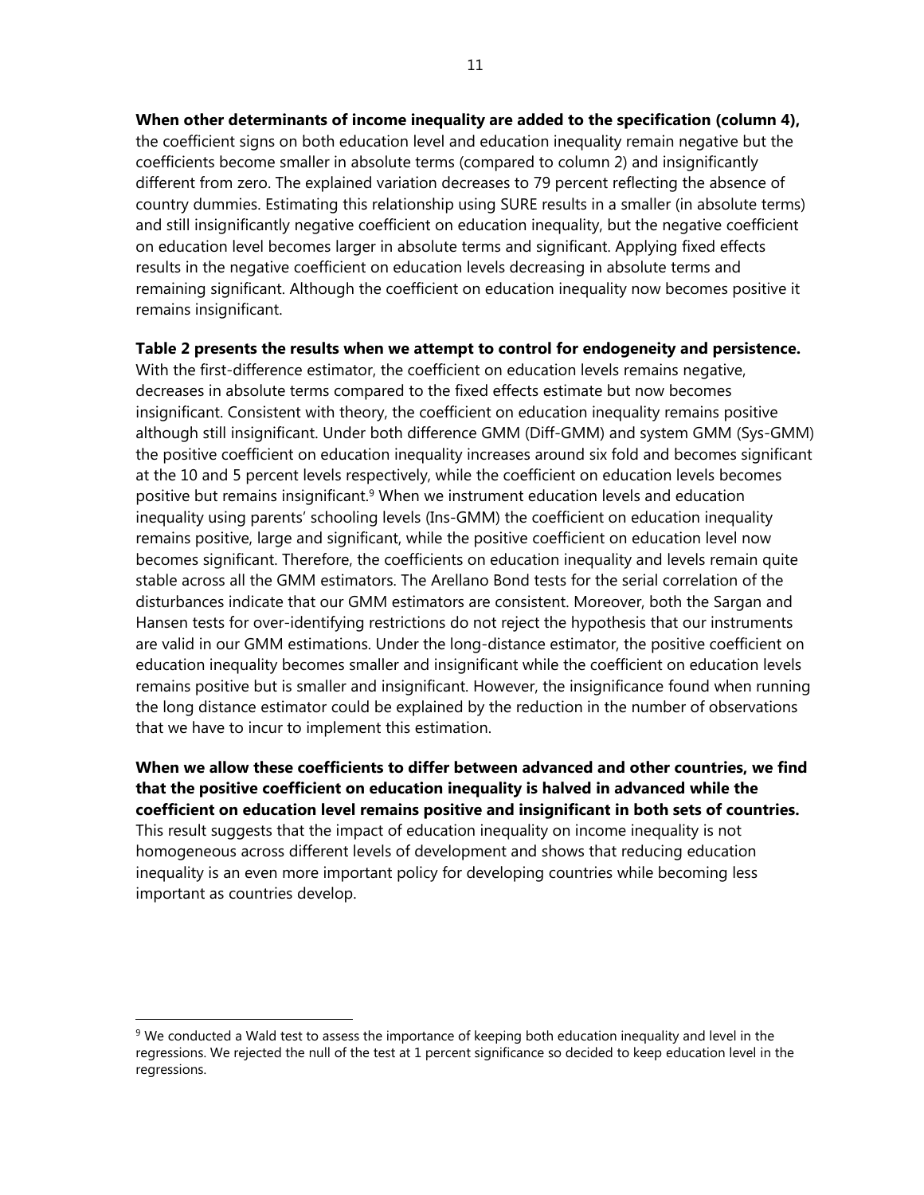**When other determinants of income inequality are added to the specification (column 4),** the coefficient signs on both education level and education inequality remain negative but the coefficients become smaller in absolute terms (compared to column 2) and insignificantly different from zero. The explained variation decreases to 79 percent reflecting the absence of country dummies. Estimating this relationship using SURE results in a smaller (in absolute terms) and still insignificantly negative coefficient on education inequality, but the negative coefficient on education level becomes larger in absolute terms and significant. Applying fixed effects results in the negative coefficient on education levels decreasing in absolute terms and remaining significant. Although the coefficient on education inequality now becomes positive it remains insignificant.

**Table 2 presents the results when we attempt to control for endogeneity and persistence.** With the first-difference estimator, the coefficient on education levels remains negative, decreases in absolute terms compared to the fixed effects estimate but now becomes insignificant. Consistent with theory, the coefficient on education inequality remains positive although still insignificant. Under both difference GMM (Diff-GMM) and system GMM (Sys-GMM) the positive coefficient on education inequality increases around six fold and becomes significant at the 10 and 5 percent levels respectively, while the coefficient on education levels becomes positive but remains insignificant.[9] When we instrument education levels and education inequality using parents' schooling levels (Ins-GMM) the coefficient on education inequality remains positive, large and significant, while the positive coefficient on education level now becomes significant. Therefore, the coefficients on education inequality and levels remain quite stable across all the GMM estimators. The Arellano Bond tests for the serial correlation of the disturbances indicate that our GMM estimators are consistent. Moreover, both the Sargan and Hansen tests for over-identifying restrictions do not reject the hypothesis that our instruments are valid in our GMM estimations. Under the long-distance estimator, the positive coefficient on education inequality becomes smaller and insignificant while the coefficient on education levels remains positive but is smaller and insignificant. However, the insignificance found when running the long distance estimator could be explained by the reduction in the number of observations that we have to incur to implement this estimation.

**When we allow these coefficients to differ between advanced and other countries, we find that the positive coefficient on education inequality is halved in advanced while the coefficient on education level remains positive and insignificant in both sets of countries.** This result suggests that the impact of education inequality on income inequality is not homogeneous across different levels of development and shows that reducing education inequality is an even more important policy for developing countries while becoming less important as countries develop.

---

[9] We conducted a Wald test to assess the importance of keeping both education inequality and level in the regressions. We rejected the null of the test at 1 percent significance so decided to keep education level in the regressions.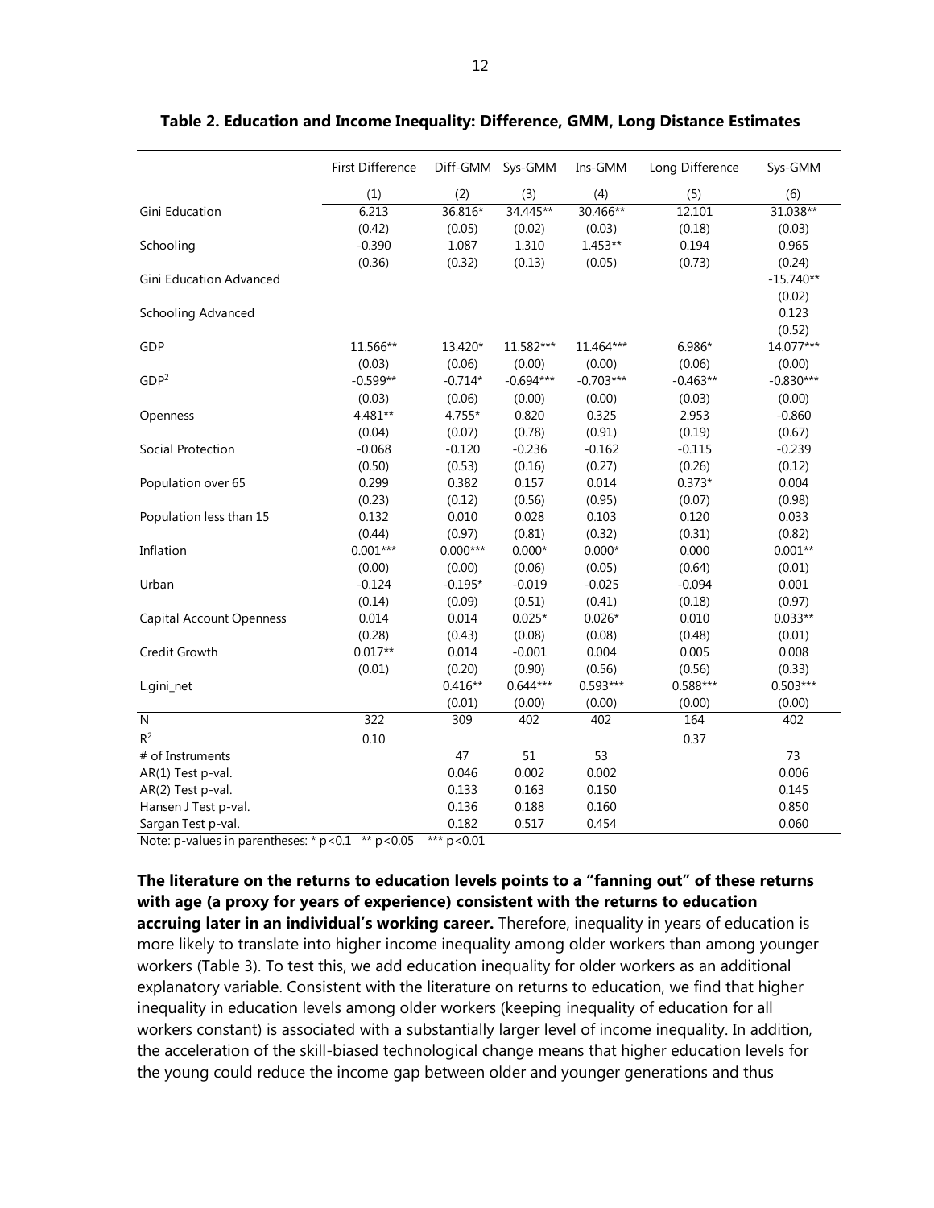**Table 2. Education and Income Inequality: Difference, GMM, Long Distance Estimates**

| | First Difference | Diff-GMM | Sys-GMM | Ins-GMM | Long Difference | Sys-GMM |
|---|---|---|---|---|---|---|
| | (1) | (2) | (3) | (4) | (5) | (6) |
| Gini Education | 6.213 | 36.816* | 34.445** | 30.466** | 12.101 | 31.038** |
| | (0.42) | (0.05) | (0.02) | (0.03) | (0.18) | (0.03) |
| Schooling | -0.390 | 1.087 | 1.310 | 1.453** | 0.194 | 0.965 |
| | (0.36) | (0.32) | (0.13) | (0.05) | (0.73) | (0.24) |
| Gini Education Advanced | | | | | | -15.740** |
| | | | | | | (0.02) |
| Schooling Advanced | | | | | | 0.123 |
| | | | | | | (0.52) |
| GDP | 11.566** | 13.420* | 11.582*** | 11.464*** | 6.986* | 14.077*** |
| | (0.03) | (0.06) | (0.00) | (0.00) | (0.06) | (0.00) |
| $GDP^2$ | -0.599** | -0.714* | -0.694*** | -0.703*** | -0.463** | -0.830*** |
| | (0.03) | (0.06) | (0.00) | (0.00) | (0.03) | (0.00) |
| Openness | 4.481** | 4.755* | 0.820 | 0.325 | 2.953 | -0.860 |
| | (0.04) | (0.07) | (0.78) | (0.91) | (0.19) | (0.67) |
| Social Protection | -0.068 | -0.120 | -0.236 | -0.162 | -0.115 | -0.239 |
| | (0.50) | (0.53) | (0.16) | (0.27) | (0.26) | (0.12) |
| Population over 65 | 0.299 | 0.382 | 0.157 | 0.014 | 0.373* | 0.004 |
| | (0.23) | (0.12) | (0.56) | (0.95) | (0.07) | (0.98) |
| Population less than 15 | 0.132 | 0.010 | 0.028 | 0.103 | 0.120 | 0.033 |
| | (0.44) | (0.97) | (0.81) | (0.32) | (0.31) | (0.82) |
| Inflation | 0.001*** | 0.000*** | 0.000* | 0.000* | 0.000 | 0.001** |
| | (0.00) | (0.00) | (0.06) | (0.05) | (0.64) | (0.01) |
| Urban | -0.124 | -0.195* | -0.019 | -0.025 | -0.094 | 0.001 |
| | (0.14) | (0.09) | (0.51) | (0.41) | (0.18) | (0.97) |
| Capital Account Openness | 0.014 | 0.014 | 0.025* | 0.026* | 0.010 | 0.033** |
| | (0.28) | (0.43) | (0.08) | (0.08) | (0.48) | (0.01) |
| Credit Growth | 0.017** | 0.014 | -0.001 | 0.004 | 0.005 | 0.008 |
| | (0.01) | (0.20) | (0.90) | (0.56) | (0.56) | (0.33) |
| L.gini_net | | 0.416** | 0.644*** | 0.593*** | 0.588*** | 0.503*** |
| | | (0.01) | (0.00) | (0.00) | (0.00) | (0.00) |
| N | 322 | 309 | 402 | 402 | 164 | 402 |
| $R^2$ | 0.10 | | | | 0.37 | |
| # of Instruments | | 47 | 51 | 53 | | 73 |
| AR(1) Test p-val. | | 0.046 | 0.002 | 0.002 | | 0.006 |
| AR(2) Test p-val. | | 0.133 | 0.163 | 0.150 | | 0.145 |
| Hansen J Test p-val. | | 0.136 | 0.188 | 0.160 | | 0.850 |
| Sargan Test p-val. | | 0.182 | 0.517 | 0.454 | | 0.060 |

Note: p-values in parentheses: * $p<0.1$ ** $p<0.05$ *** $p<0.01$

**The literature on the returns to education levels points to a "fanning out" of these returns with age (a proxy for years of experience) consistent with the returns to education accruing later in an individual's working career.** Therefore, inequality in years of education is more likely to translate into higher income inequality among older workers than among younger workers (Table 3). To test this, we add education inequality for older workers as an additional explanatory variable. Consistent with the literature on returns to education, we find that higher inequality in education levels among older workers (keeping inequality of education for all workers constant) is associated with a substantially larger level of income inequality. In addition, the acceleration of the skill-biased technological change means that higher education levels for the young could reduce the income gap between older and younger generations and thus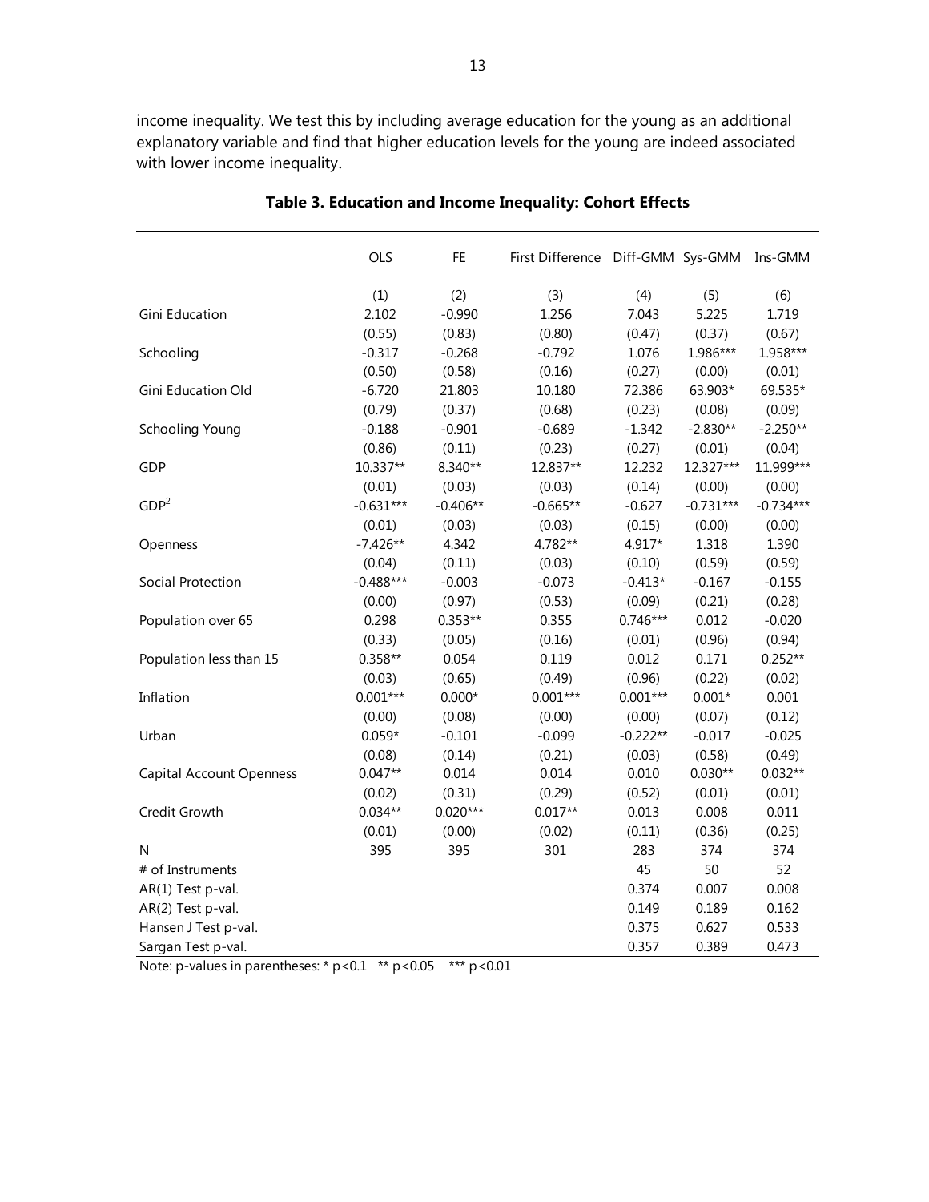income inequality. We test this by including average education for the young as an additional explanatory variable and find that higher education levels for the young are indeed associated with lower income inequality.

**Table 3. Education and Income Inequality: Cohort Effects**

| | OLS | FE | First Difference | Diff-GMM | Sys-GMM | Ins-GMM |
|---|---|---|---|---|---|---|
| | (1) | (2) | (3) | (4) | (5) | (6) |
| Gini Education | 2.102 | -0.990 | 1.256 | 7.043 | 5.225 | 1.719 |
| | (0.55) | (0.83) | (0.80) | (0.47) | (0.37) | (0.67) |
| Schooling | -0.317 | -0.268 | -0.792 | 1.076 | 1.986*** | 1.958*** |
| | (0.50) | (0.58) | (0.16) | (0.27) | (0.00) | (0.01) |
| Gini Education Old | -6.720 | 21.803 | 10.180 | 72.386 | 63.903* | 69.535* |
| | (0.79) | (0.37) | (0.68) | (0.23) | (0.08) | (0.09) |
| Schooling Young | -0.188 | -0.901 | -0.689 | -1.342 | -2.830** | -2.250** |
| | (0.86) | (0.11) | (0.23) | (0.27) | (0.01) | (0.04) |
| GDP | 10.337** | 8.340** | 12.837** | 12.232 | 12.327*** | 11.999*** |
| | (0.01) | (0.03) | (0.03) | (0.14) | (0.00) | (0.00) |
| $GDP^2$ | -0.631*** | -0.406** | -0.665** | -0.627 | -0.731*** | -0.734*** |
| | (0.01) | (0.03) | (0.03) | (0.15) | (0.00) | (0.00) |
| Openness | -7.426** | 4.342 | 4.782** | 4.917* | 1.318 | 1.390 |
| | (0.04) | (0.11) | (0.03) | (0.10) | (0.59) | (0.59) |
| Social Protection | -0.488*** | -0.003 | -0.073 | -0.413* | -0.167 | -0.155 |
| | (0.00) | (0.97) | (0.53) | (0.09) | (0.21) | (0.28) |
| Population over 65 | 0.298 | 0.353** | 0.355 | 0.746*** | 0.012 | -0.020 |
| | (0.33) | (0.05) | (0.16) | (0.01) | (0.96) | (0.94) |
| Population less than 15 | 0.358** | 0.054 | 0.119 | 0.012 | 0.171 | 0.252** |
| | (0.03) | (0.65) | (0.49) | (0.96) | (0.22) | (0.02) |
| Inflation | 0.001*** | 0.000* | 0.001*** | 0.001*** | 0.001* | 0.001 |
| | (0.00) | (0.08) | (0.00) | (0.00) | (0.07) | (0.12) |
| Urban | 0.059* | -0.101 | -0.099 | -0.222** | -0.017 | -0.025 |
| | (0.08) | (0.14) | (0.21) | (0.03) | (0.58) | (0.49) |
| Capital Account Openness | 0.047** | 0.014 | 0.014 | 0.010 | 0.030** | 0.032** |
| | (0.02) | (0.31) | (0.29) | (0.52) | (0.01) | (0.01) |
| Credit Growth | 0.034** | 0.020*** | 0.017** | 0.013 | 0.008 | 0.011 |
| | (0.01) | (0.00) | (0.02) | (0.11) | (0.36) | (0.25) |
| N | 395 | 395 | 301 | 283 | 374 | 374 |
| # of Instruments | | | | 45 | 50 | 52 |
| AR(1) Test p-val. | | | | 0.374 | 0.007 | 0.008 |
| AR(2) Test p-val. | | | | 0.149 | 0.189 | 0.162 |
| Hansen J Test p-val. | | | | 0.375 | 0.627 | 0.533 |
| Sargan Test p-val. | | | | 0.357 | 0.389 | 0.473 |

Note: p-values in parentheses: * p<0.1 ** p<0.05 *** p<0.01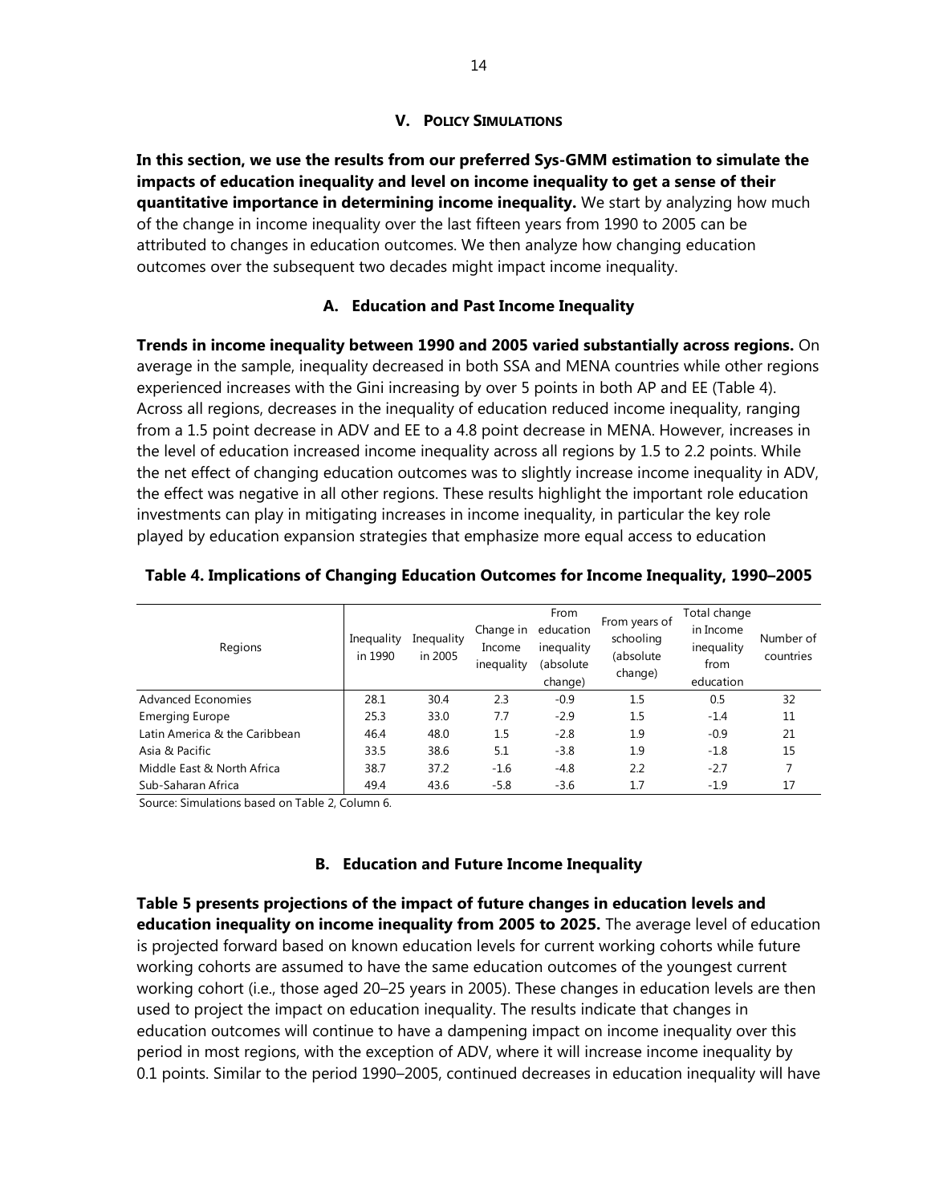## V. Policy Simulations

**In this section, we use the results from our preferred Sys-GMM estimation to simulate the impacts of education inequality and level on income inequality to get a sense of their quantitative importance in determining income inequality.** We start by analyzing how much of the change in income inequality over the last fifteen years from 1990 to 2005 can be attributed to changes in education outcomes. We then analyze how changing education outcomes over the subsequent two decades might impact income inequality.

### A. Education and Past Income Inequality

**Trends in income inequality between 1990 and 2005 varied substantially across regions.** On average in the sample, inequality decreased in both SSA and MENA countries while other regions experienced increases with the Gini increasing by over 5 points in both AP and EE (Table 4). Across all regions, decreases in the inequality of education reduced income inequality, ranging from a 1.5 point decrease in ADV and EE to a 4.8 point decrease in MENA. However, increases in the level of education increased income inequality across all regions by 1.5 to 2.2 points. While the net effect of changing education outcomes was to slightly increase income inequality in ADV, the effect was negative in all other regions. These results highlight the important role education investments can play in mitigating increases in income inequality, in particular the key role played by education expansion strategies that emphasize more equal access to education

**Table 4. Implications of Changing Education Outcomes for Income Inequality, 1990–2005**

| Regions | Inequality in 1990 | Inequality in 2005 | Change in Income inequality | From education inequality (absolute change) | From years of schooling (absolute change) | Total change in Income inequality from education | Number of countries |
|---|---|---|---|---|---|---|---|
| Advanced Economies | 28.1 | 30.4 | 2.3 | -0.9 | 1.5 | 0.5 | 32 |
| Emerging Europe | 25.3 | 33.0 | 7.7 | -2.9 | 1.5 | -1.4 | 11 |
| Latin America & the Caribbean | 46.4 | 48.0 | 1.5 | -2.8 | 1.9 | -0.9 | 21 |
| Asia & Pacific | 33.5 | 38.6 | 5.1 | -3.8 | 1.9 | -1.8 | 15 |
| Middle East & North Africa | 38.7 | 37.2 | -1.6 | -4.8 | 2.2 | -2.7 | 7 |
| Sub-Saharan Africa | 49.4 | 43.6 | -5.8 | -3.6 | 1.7 | -1.9 | 17 |

Source: Simulations based on Table 2, Column 6.

### B. Education and Future Income Inequality

**Table 5 presents projections of the impact of future changes in education levels and education inequality on income inequality from 2005 to 2025.** The average level of education is projected forward based on known education levels for current working cohorts while future working cohorts are assumed to have the same education outcomes of the youngest current working cohort (i.e., those aged 20–25 years in 2005). These changes in education levels are then used to project the impact on education inequality. The results indicate that changes in education outcomes will continue to have a dampening impact on income inequality over this period in most regions, with the exception of ADV, where it will increase income inequality by 0.1 points. Similar to the period 1990–2005, continued decreases in education inequality will have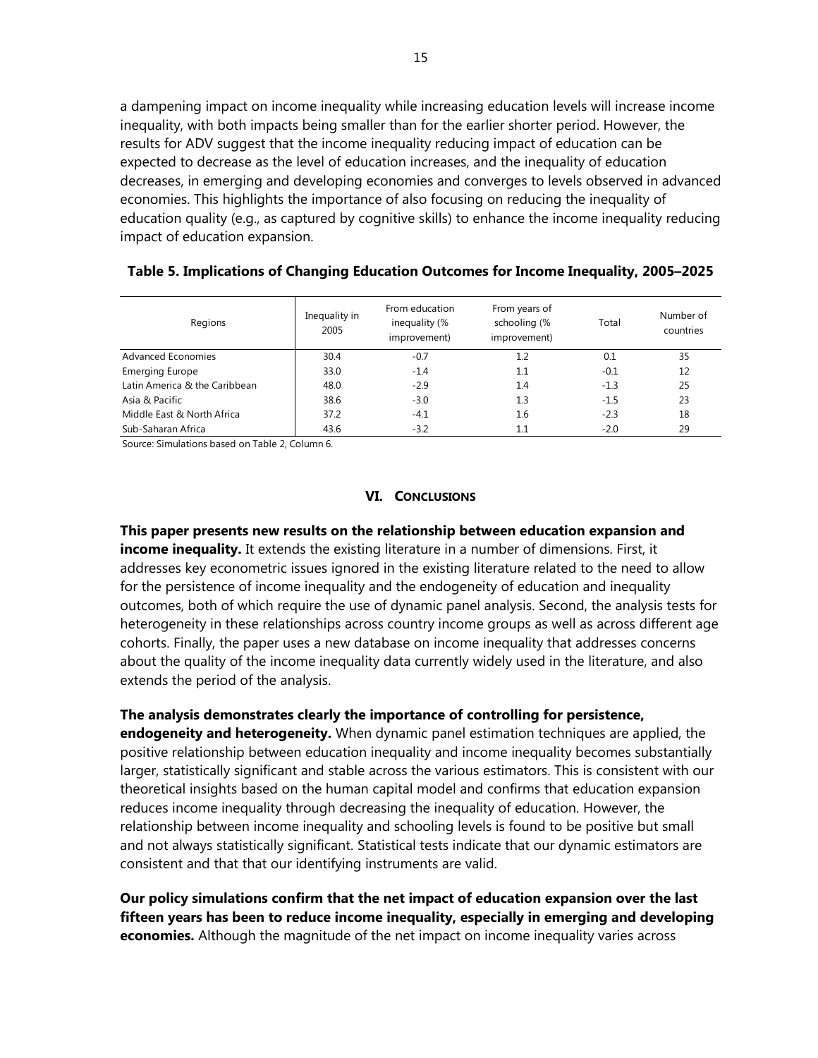a dampening impact on income inequality while increasing education levels will increase income inequality, with both impacts being smaller than for the earlier shorter period. However, the results for ADV suggest that the income inequality reducing impact of education can be expected to decrease as the level of education increases, and the inequality of education decreases, in emerging and developing economies and converges to levels observed in advanced economies. This highlights the importance of also focusing on reducing the inequality of education quality (e.g., as captured by cognitive skills) to enhance the income inequality reducing impact of education expansion.

**Table 5. Implications of Changing Education Outcomes for Income Inequality, 2005–2025**

| Regions | Inequality in 2005 | From education inequality (% improvement) | From years of schooling (% improvement) | Total | Number of countries |
|---|---|---|---|---|---|
| Advanced Economies | 30.4 | -0.7 | 1.2 | 0.1 | 35 |
| Emerging Europe | 33.0 | -1.4 | 1.1 | -0.1 | 12 |
| Latin America & the Caribbean | 48.0 | -2.9 | 1.4 | -1.3 | 25 |
| Asia & Pacific | 38.6 | -3.0 | 1.3 | -1.5 | 23 |
| Middle East & North Africa | 37.2 | -4.1 | 1.6 | -2.3 | 18 |
| Sub-Saharan Africa | 43.6 | -3.2 | 1.1 | -2.0 | 29 |

Source: Simulations based on Table 2, Column 6.

## VI. Conclusions

**This paper presents new results on the relationship between education expansion and income inequality.** It extends the existing literature in a number of dimensions. First, it addresses key econometric issues ignored in the existing literature related to the need to allow for the persistence of income inequality and the endogeneity of education and inequality outcomes, both of which require the use of dynamic panel analysis. Second, the analysis tests for heterogeneity in these relationships across country income groups as well as across different age cohorts. Finally, the paper uses a new database on income inequality that addresses concerns about the quality of the income inequality data currently widely used in the literature, and also extends the period of the analysis.

**The analysis demonstrates clearly the importance of controlling for persistence, endogeneity and heterogeneity.** When dynamic panel estimation techniques are applied, the positive relationship between education inequality and income inequality becomes substantially larger, statistically significant and stable across the various estimators. This is consistent with our theoretical insights based on the human capital model and confirms that education expansion reduces income inequality through decreasing the inequality of education. However, the relationship between income inequality and schooling levels is found to be positive but small and not always statistically significant. Statistical tests indicate that our dynamic estimators are consistent and that that our identifying instruments are valid.

**Our policy simulations confirm that the net impact of education expansion over the last fifteen years has been to reduce income inequality, especially in emerging and developing economies.** Although the magnitude of the net impact on income inequality varies across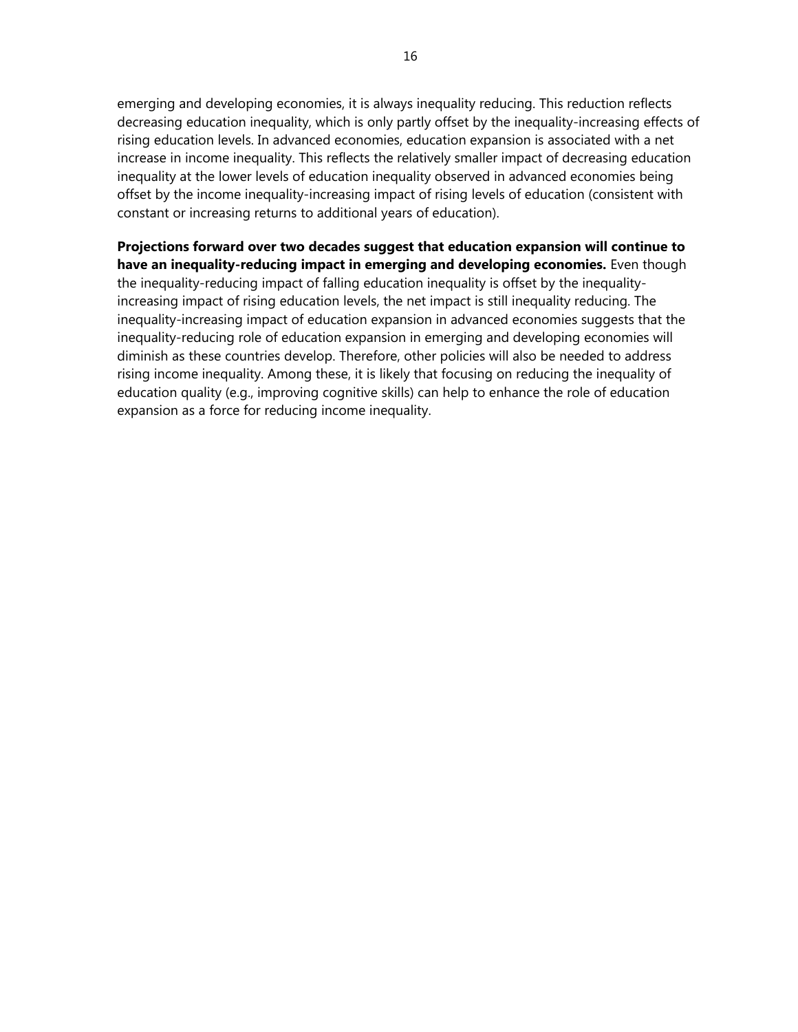emerging and developing economies, it is always inequality reducing. This reduction reflects decreasing education inequality, which is only partly offset by the inequality-increasing effects of rising education levels. In advanced economies, education expansion is associated with a net increase in income inequality. This reflects the relatively smaller impact of decreasing education inequality at the lower levels of education inequality observed in advanced economies being offset by the income inequality-increasing impact of rising levels of education (consistent with constant or increasing returns to additional years of education).

**Projections forward over two decades suggest that education expansion will continue to have an inequality-reducing impact in emerging and developing economies.** Even though the inequality-reducing impact of falling education inequality is offset by the inequality-increasing impact of rising education levels, the net impact is still inequality reducing. The inequality-increasing impact of education expansion in advanced economies suggests that the inequality-reducing role of education expansion in emerging and developing economies will diminish as these countries develop. Therefore, other policies will also be needed to address rising income inequality. Among these, it is likely that focusing on reducing the inequality of education quality (e.g., improving cognitive skills) can help to enhance the role of education expansion as a force for reducing income inequality.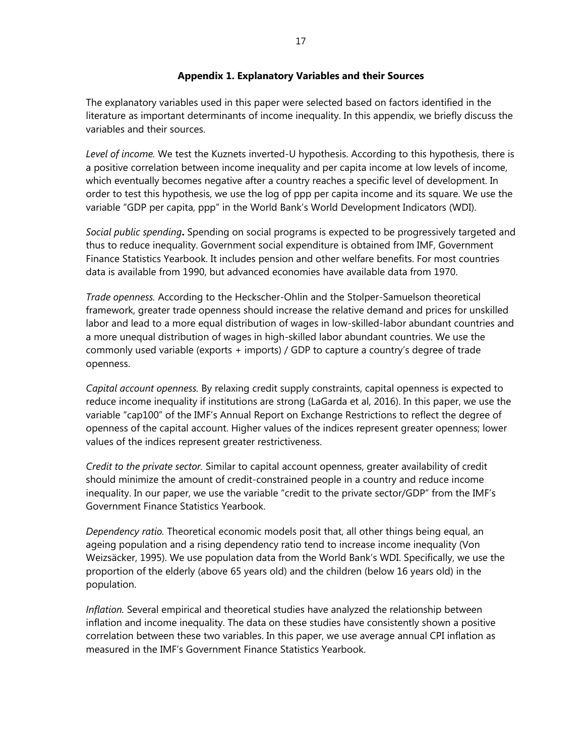## Appendix 1. Explanatory Variables and their Sources

The explanatory variables used in this paper were selected based on factors identified in the literature as important determinants of income inequality. In this appendix, we briefly discuss the variables and their sources.

*Level of income.* We test the Kuznets inverted-U hypothesis. According to this hypothesis, there is a positive correlation between income inequality and per capita income at low levels of income, which eventually becomes negative after a country reaches a specific level of development. In order to test this hypothesis, we use the log of ppp per capita income and its square. We use the variable "GDP per capita, ppp" in the World Bank's World Development Indicators (WDI).

*Social public spending***.** Spending on social programs is expected to be progressively targeted and thus to reduce inequality. Government social expenditure is obtained from IMF, Government Finance Statistics Yearbook. It includes pension and other welfare benefits. For most countries data is available from 1990, but advanced economies have available data from 1970.

*Trade openness.* According to the Heckscher-Ohlin and the Stolper-Samuelson theoretical framework, greater trade openness should increase the relative demand and prices for unskilled labor and lead to a more equal distribution of wages in low-skilled-labor abundant countries and a more unequal distribution of wages in high-skilled labor abundant countries. We use the commonly used variable (exports + imports) / GDP to capture a country's degree of trade openness.

*Capital account openness.* By relaxing credit supply constraints, capital openness is expected to reduce income inequality if institutions are strong (LaGarda et al, 2016). In this paper, we use the variable "cap100" of the IMF's Annual Report on Exchange Restrictions to reflect the degree of openness of the capital account. Higher values of the indices represent greater openness; lower values of the indices represent greater restrictiveness.

*Credit to the private sector.* Similar to capital account openness, greater availability of credit should minimize the amount of credit-constrained people in a country and reduce income inequality. In our paper, we use the variable "credit to the private sector/GDP" from the IMF's Government Finance Statistics Yearbook.

*Dependency ratio.* Theoretical economic models posit that, all other things being equal, an ageing population and a rising dependency ratio tend to increase income inequality (Von Weizsäcker, 1995). We use population data from the World Bank's WDI. Specifically, we use the proportion of the elderly (above 65 years old) and the children (below 16 years old) in the population.

*Inflation.* Several empirical and theoretical studies have analyzed the relationship between inflation and income inequality. The data on these studies have consistently shown a positive correlation between these two variables. In this paper, we use average annual CPI inflation as measured in the IMF's Government Finance Statistics Yearbook.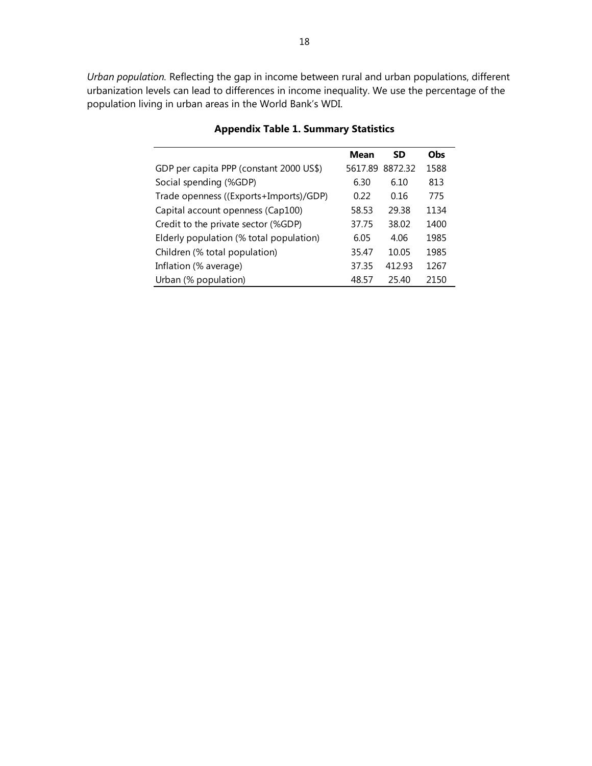*Urban population.* Reflecting the gap in income between rural and urban populations, different urbanization levels can lead to differences in income inequality. We use the percentage of the population living in urban areas in the World Bank's WDI.

**Appendix Table 1. Summary Statistics**

| | **Mean** | **SD** | **Obs** |
|---|---|---|---|
| GDP per capita PPP (constant 2000 US$) | 5617.89 | 8872.32 | 1588 |
| Social spending (%GDP) | 6.30 | 6.10 | 813 |
| Trade openness ((Exports+Imports)/GDP) | 0.22 | 0.16 | 775 |
| Capital account openness (Cap100) | 58.53 | 29.38 | 1134 |
| Credit to the private sector (%GDP) | 37.75 | 38.02 | 1400 |
| Elderly population (% total population) | 6.05 | 4.06 | 1985 |
| Children (% total population) | 35.47 | 10.05 | 1985 |
| Inflation (% average) | 37.35 | 412.93 | 1267 |
| Urban (% population) | 48.57 | 25.40 | 2150 |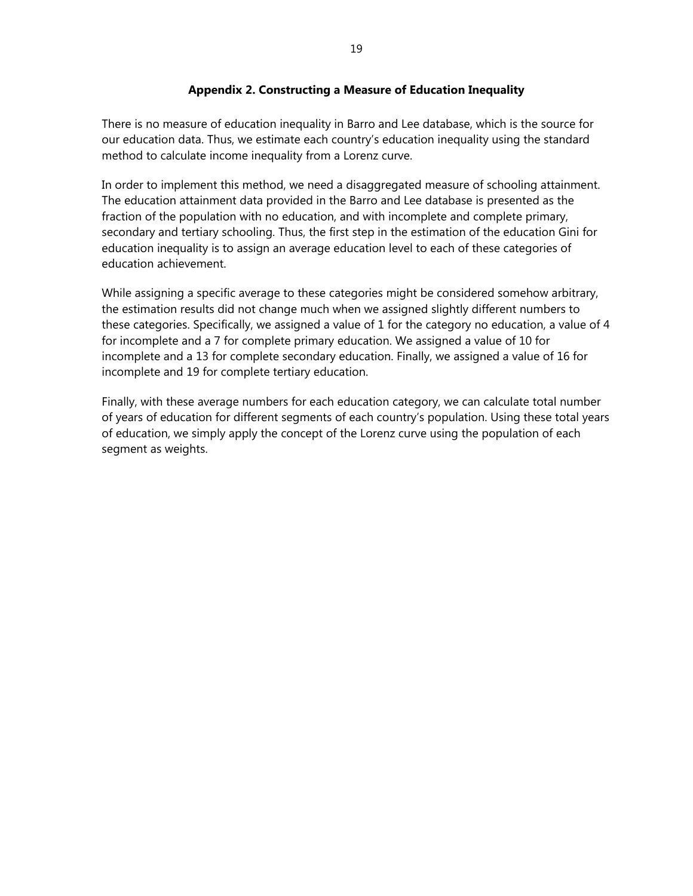## Appendix 2. Constructing a Measure of Education Inequality

There is no measure of education inequality in Barro and Lee database, which is the source for our education data. Thus, we estimate each country's education inequality using the standard method to calculate income inequality from a Lorenz curve.

In order to implement this method, we need a disaggregated measure of schooling attainment. The education attainment data provided in the Barro and Lee database is presented as the fraction of the population with no education, and with incomplete and complete primary, secondary and tertiary schooling. Thus, the first step in the estimation of the education Gini for education inequality is to assign an average education level to each of these categories of education achievement.

While assigning a specific average to these categories might be considered somehow arbitrary, the estimation results did not change much when we assigned slightly different numbers to these categories. Specifically, we assigned a value of 1 for the category no education, a value of 4 for incomplete and a 7 for complete primary education. We assigned a value of 10 for incomplete and a 13 for complete secondary education. Finally, we assigned a value of 16 for incomplete and 19 for complete tertiary education.

Finally, with these average numbers for each education category, we can calculate total number of years of education for different segments of each country's population. Using these total years of education, we simply apply the concept of the Lorenz curve using the population of each segment as weights.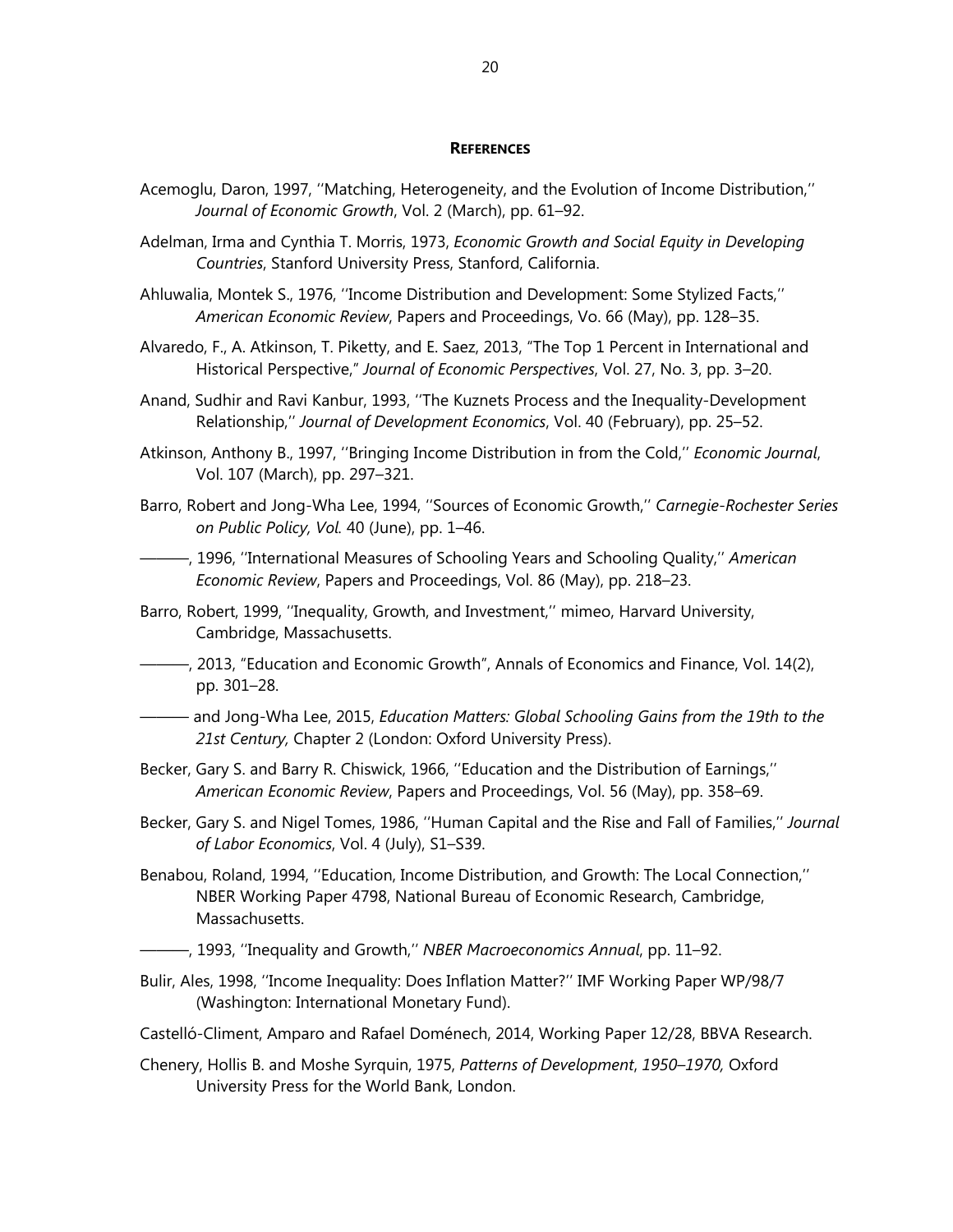## REFERENCES

Acemoglu, Daron, 1997, ''Matching, Heterogeneity, and the Evolution of Income Distribution,'' *Journal of Economic Growth*, Vol. 2 (March), pp. 61–92.

Adelman, Irma and Cynthia T. Morris, 1973, *Economic Growth and Social Equity in Developing Countries*, Stanford University Press, Stanford, California.

Ahluwalia, Montek S., 1976, ''Income Distribution and Development: Some Stylized Facts,'' *American Economic Review*, Papers and Proceedings, Vo. 66 (May), pp. 128–35.

Alvaredo, F., A. Atkinson, T. Piketty, and E. Saez, 2013, "The Top 1 Percent in International and Historical Perspective," *Journal of Economic Perspectives*, Vol. 27, No. 3, pp. 3–20.

Anand, Sudhir and Ravi Kanbur, 1993, ''The Kuznets Process and the Inequality-Development Relationship,'' *Journal of Development Economics*, Vol. 40 (February), pp. 25–52.

Atkinson, Anthony B., 1997, ''Bringing Income Distribution in from the Cold,'' *Economic Journal*, Vol. 107 (March), pp. 297–321.

Barro, Robert and Jong-Wha Lee, 1994, ''Sources of Economic Growth,'' *Carnegie-Rochester Series on Public Policy, Vol.* 40 (June), pp. 1–46.

———, 1996, ''International Measures of Schooling Years and Schooling Quality,'' *American Economic Review*, Papers and Proceedings, Vol. 86 (May), pp. 218–23.

Barro, Robert, 1999, ''Inequality, Growth, and Investment,'' mimeo, Harvard University, Cambridge, Massachusetts.

———, 2013, "Education and Economic Growth", Annals of Economics and Finance, Vol. 14(2), pp. 301–28.

——— and Jong-Wha Lee, 2015, *Education Matters: Global Schooling Gains from the 19th to the 21st Century,* Chapter 2 (London: Oxford University Press).

Becker, Gary S. and Barry R. Chiswick, 1966, ''Education and the Distribution of Earnings,'' *American Economic Review*, Papers and Proceedings, Vol. 56 (May), pp. 358–69.

Becker, Gary S. and Nigel Tomes, 1986, ''Human Capital and the Rise and Fall of Families,'' *Journal of Labor Economics*, Vol. 4 (July), S1–S39.

Benabou, Roland, 1994, ''Education, Income Distribution, and Growth: The Local Connection,'' NBER Working Paper 4798, National Bureau of Economic Research, Cambridge, Massachusetts.

———, 1993, ''Inequality and Growth,'' *NBER Macroeconomics Annual*, pp. 11–92.

Bulir, Ales, 1998, ''Income Inequality: Does Inflation Matter?'' IMF Working Paper WP/98/7 (Washington: International Monetary Fund).

Castelló-Climent, Amparo and Rafael Doménech, 2014, Working Paper 12/28, BBVA Research.

Chenery, Hollis B. and Moshe Syrquin, 1975, *Patterns of Development, 1950–1970,* Oxford University Press for the World Bank, London.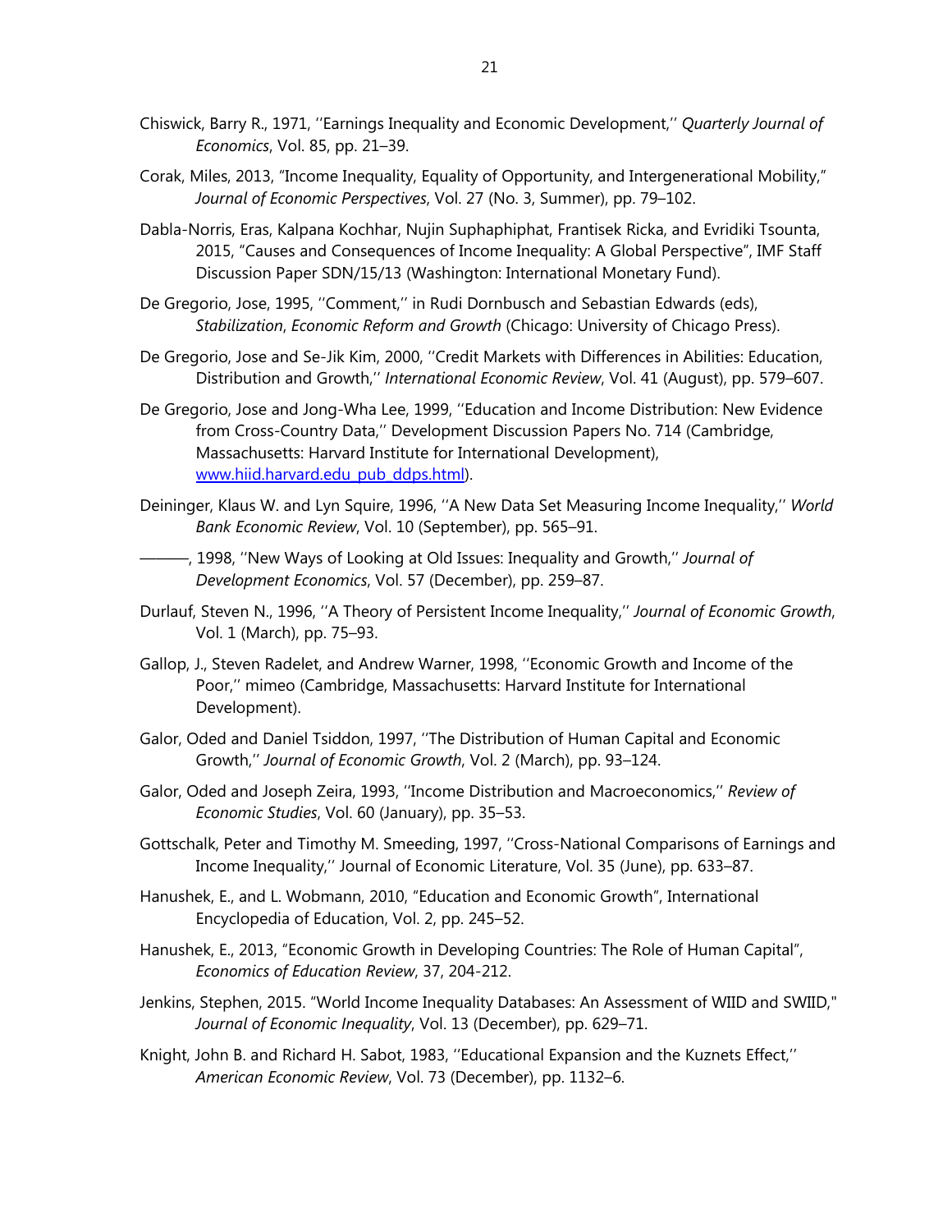Chiswick, Barry R., 1971, ''Earnings Inequality and Economic Development,'' *Quarterly Journal of Economics*, Vol. 85, pp. 21–39.

Corak, Miles, 2013, "Income Inequality, Equality of Opportunity, and Intergenerational Mobility," *Journal of Economic Perspectives*, Vol. 27 (No. 3, Summer), pp. 79–102.

Dabla-Norris, Eras, Kalpana Kochhar, Nujin Suphaphiphat, Frantisek Ricka, and Evridiki Tsounta, 2015, "Causes and Consequences of Income Inequality: A Global Perspective", IMF Staff Discussion Paper SDN/15/13 (Washington: International Monetary Fund).

De Gregorio, Jose, 1995, ''Comment,'' in Rudi Dornbusch and Sebastian Edwards (eds), *Stabilization*, *Economic Reform and Growth* (Chicago: University of Chicago Press).

De Gregorio, Jose and Se-Jik Kim, 2000, ''Credit Markets with Differences in Abilities: Education, Distribution and Growth,'' *International Economic Review*, Vol. 41 (August), pp. 579–607.

De Gregorio, Jose and Jong-Wha Lee, 1999, ''Education and Income Distribution: New Evidence from Cross-Country Data,'' Development Discussion Papers No. 714 (Cambridge, Massachusetts: Harvard Institute for International Development), www.hiid.harvard.edu_pub_ddps.html).

Deininger, Klaus W. and Lyn Squire, 1996, ''A New Data Set Measuring Income Inequality,'' *World Bank Economic Review*, Vol. 10 (September), pp. 565–91.

———, 1998, ''New Ways of Looking at Old Issues: Inequality and Growth,'' *Journal of Development Economics*, Vol. 57 (December), pp. 259–87.

Durlauf, Steven N., 1996, ''A Theory of Persistent Income Inequality,'' *Journal of Economic Growth*, Vol. 1 (March), pp. 75–93.

Gallop, J., Steven Radelet, and Andrew Warner, 1998, ''Economic Growth and Income of the Poor,'' mimeo (Cambridge, Massachusetts: Harvard Institute for International Development).

Galor, Oded and Daniel Tsiddon, 1997, ''The Distribution of Human Capital and Economic Growth,'' *Journal of Economic Growth*, Vol. 2 (March), pp. 93–124.

Galor, Oded and Joseph Zeira, 1993, ''Income Distribution and Macroeconomics,'' *Review of Economic Studies*, Vol. 60 (January), pp. 35–53.

Gottschalk, Peter and Timothy M. Smeeding, 1997, ''Cross-National Comparisons of Earnings and Income Inequality,'' Journal of Economic Literature, Vol. 35 (June), pp. 633–87.

Hanushek, E., and L. Wobmann, 2010, "Education and Economic Growth", International Encyclopedia of Education, Vol. 2, pp. 245–52.

Hanushek, E., 2013, "Economic Growth in Developing Countries: The Role of Human Capital", *Economics of Education Review*, 37, 204-212.

Jenkins, Stephen, 2015. "World Income Inequality Databases: An Assessment of WIID and SWIID," *Journal of Economic Inequality*, Vol. 13 (December), pp. 629–71.

Knight, John B. and Richard H. Sabot, 1983, ''Educational Expansion and the Kuznets Effect,'' *American Economic Review*, Vol. 73 (December), pp. 1132–6.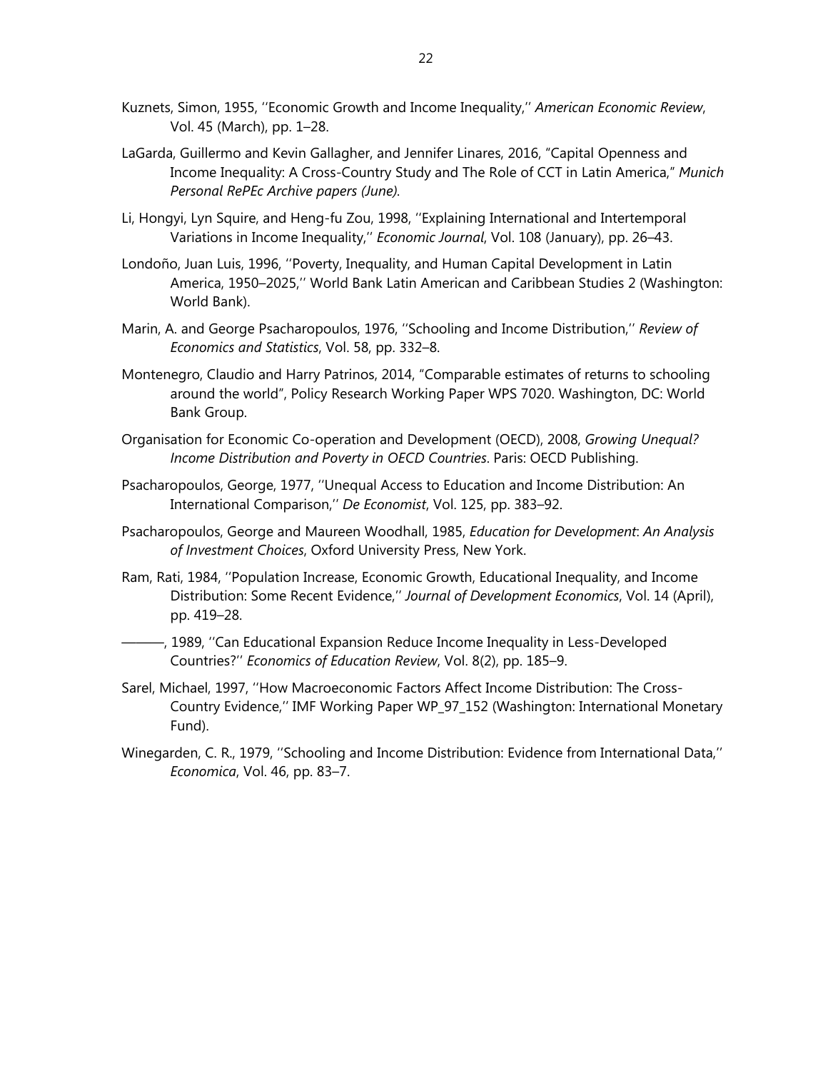Kuznets, Simon, 1955, ''Economic Growth and Income Inequality,'' *American Economic Review*, Vol. 45 (March), pp. 1–28.

LaGarda, Guillermo and Kevin Gallagher, and Jennifer Linares, 2016, "Capital Openness and Income Inequality: A Cross-Country Study and The Role of CCT in Latin America," *Munich Personal RePEc Archive papers (June)*.

Li, Hongyi, Lyn Squire, and Heng-fu Zou, 1998, ''Explaining International and Intertemporal Variations in Income Inequality,'' *Economic Journal*, Vol. 108 (January), pp. 26–43.

Londoño, Juan Luis, 1996, ''Poverty, Inequality, and Human Capital Development in Latin America, 1950–2025,'' World Bank Latin American and Caribbean Studies 2 (Washington: World Bank).

Marin, A. and George Psacharopoulos, 1976, ''Schooling and Income Distribution,'' *Review of Economics and Statistics*, Vol. 58, pp. 332–8.

Montenegro, Claudio and Harry Patrinos, 2014, "Comparable estimates of returns to schooling around the world", Policy Research Working Paper WPS 7020. Washington, DC: World Bank Group.

Organisation for Economic Co-operation and Development (OECD), 2008, *Growing Unequal? Income Distribution and Poverty in OECD Countries*. Paris: OECD Publishing.

Psacharopoulos, George, 1977, ''Unequal Access to Education and Income Distribution: An International Comparison,'' *De Economist*, Vol. 125, pp. 383–92.

Psacharopoulos, George and Maureen Woodhall, 1985, *Education for Development*: *An Analysis of Investment Choices*, Oxford University Press, New York.

Ram, Rati, 1984, ''Population Increase, Economic Growth, Educational Inequality, and Income Distribution: Some Recent Evidence,'' *Journal of Development Economics*, Vol. 14 (April), pp. 419–28.

———, 1989, ''Can Educational Expansion Reduce Income Inequality in Less-Developed Countries?'' *Economics of Education Review*, Vol. 8(2), pp. 185–9.

Sarel, Michael, 1997, ''How Macroeconomic Factors Affect Income Distribution: The Cross-Country Evidence,'' IMF Working Paper WP_97_152 (Washington: International Monetary Fund).

Winegarden, C. R., 1979, ''Schooling and Income Distribution: Evidence from International Data,'' *Economica*, Vol. 46, pp. 83–7.